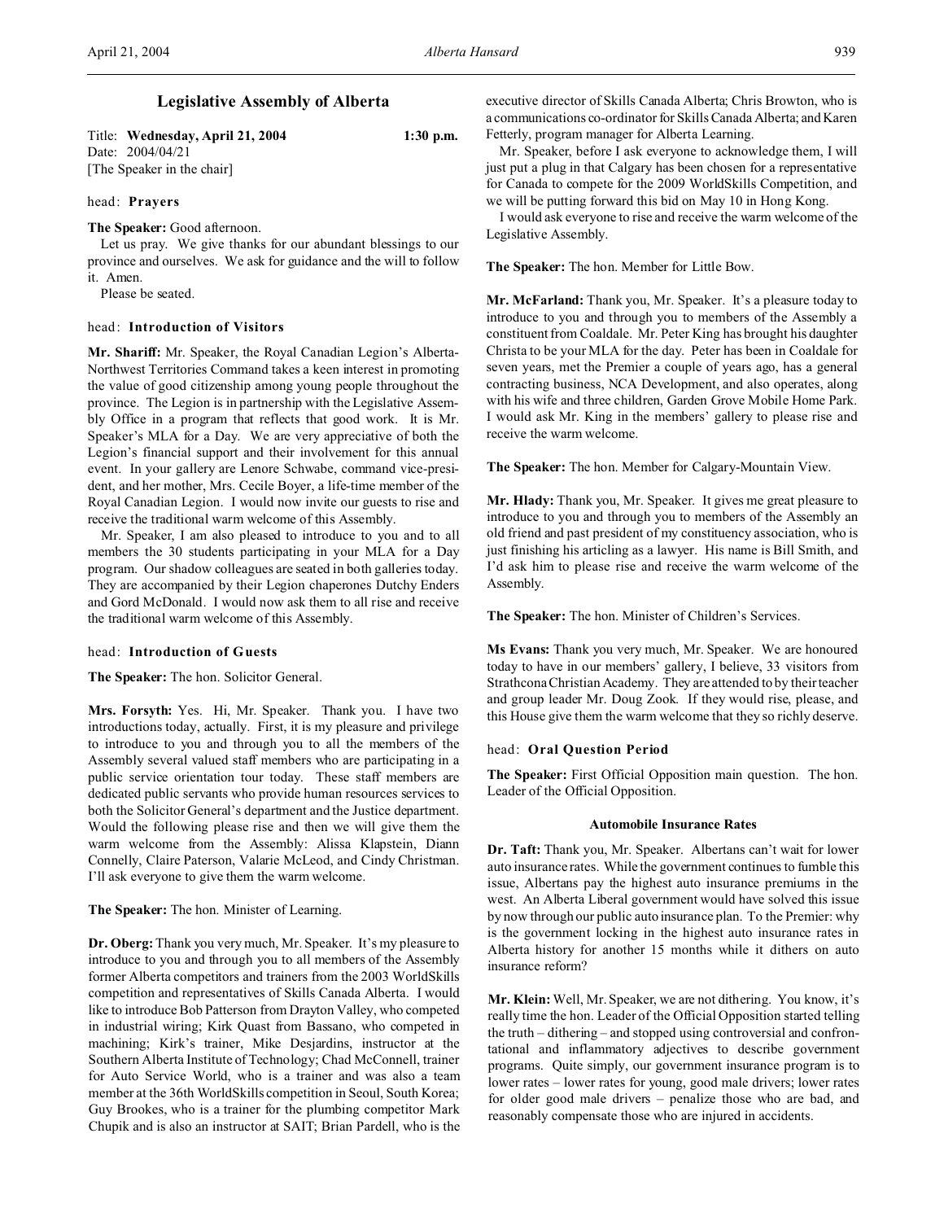# Legislative Assembly of Alberta

Title: **Wednesday, April 21, 2004** **1:30 p.m.**
Date: 2004/04/21
[The Speaker in the chair]

head: **Prayers**

**The Speaker:** Good afternoon.

Let us pray. We give thanks for our abundant blessings to our province and ourselves. We ask for guidance and the will to follow it. Amen.

Please be seated.

head: **Introduction of Visitors**

**Mr. Shariff:** Mr. Speaker, the Royal Canadian Legion's Alberta-Northwest Territories Command takes a keen interest in promoting the value of good citizenship among young people throughout the province. The Legion is in partnership with the Legislative Assembly Office in a program that reflects that good work. It is Mr. Speaker's MLA for a Day. We are very appreciative of both the Legion's financial support and their involvement for this annual event. In your gallery are Lenore Schwabe, command vice-president, and her mother, Mrs. Cecile Boyer, a life-time member of the Royal Canadian Legion. I would now invite our guests to rise and receive the traditional warm welcome of this Assembly.

Mr. Speaker, I am also pleased to introduce to you and to all members the 30 students participating in your MLA for a Day program. Our shadow colleagues are seated in both galleries today. They are accompanied by their Legion chaperones Dutchy Enders and Gord McDonald. I would now ask them to all rise and receive the traditional warm welcome of this Assembly.

head: **Introduction of Guests**

**The Speaker:** The hon. Solicitor General.

**Mrs. Forsyth:** Yes. Hi, Mr. Speaker. Thank you. I have two introductions today, actually. First, it is my pleasure and privilege to introduce to you and through you to all the members of the Assembly several valued staff members who are participating in a public service orientation tour today. These staff members are dedicated public servants who provide human resources services to both the Solicitor General's department and the Justice department. Would the following please rise and then we will give them the warm welcome from the Assembly: Alissa Klapstein, Diann Connelly, Claire Paterson, Valarie McLeod, and Cindy Christman. I'll ask everyone to give them the warm welcome.

**The Speaker:** The hon. Minister of Learning.

**Dr. Oberg:** Thank you very much, Mr. Speaker. It's my pleasure to introduce to you and through you to all members of the Assembly former Alberta competitors and trainers from the 2003 WorldSkills competition and representatives of Skills Canada Alberta. I would like to introduce Bob Patterson from Drayton Valley, who competed in industrial wiring; Kirk Quast from Bassano, who competed in machining; Kirk's trainer, Mike Desjardins, instructor at the Southern Alberta Institute of Technology; Chad McConnell, trainer for Auto Service World, who is a trainer and was also a team member at the 36th WorldSkills competition in Seoul, South Korea; Guy Brookes, who is a trainer for the plumbing competitor Mark Chupik and is also an instructor at SAIT; Brian Pardell, who is the executive director of Skills Canada Alberta; Chris Browton, who is a communications co-ordinator for Skills Canada Alberta; and Karen Fetterly, program manager for Alberta Learning.

Mr. Speaker, before I ask everyone to acknowledge them, I will just put a plug in that Calgary has been chosen for a representative for Canada to compete for the 2009 WorldSkills Competition, and we will be putting forward this bid on May 10 in Hong Kong.

I would ask everyone to rise and receive the warm welcome of the Legislative Assembly.

**The Speaker:** The hon. Member for Little Bow.

**Mr. McFarland:** Thank you, Mr. Speaker. It's a pleasure today to introduce to you and through you to members of the Assembly a constituent from Coaldale. Mr. Peter King has brought his daughter Christa to be your MLA for the day. Peter has been in Coaldale for seven years, met the Premier a couple of years ago, has a general contracting business, NCA Development, and also operates, along with his wife and three children, Garden Grove Mobile Home Park. I would ask Mr. King in the members' gallery to please rise and receive the warm welcome.

**The Speaker:** The hon. Member for Calgary-Mountain View.

**Mr. Hlady:** Thank you, Mr. Speaker. It gives me great pleasure to introduce to you and through you to members of the Assembly an old friend and past president of my constituency association, who is just finishing his articling as a lawyer. His name is Bill Smith, and I'd ask him to please rise and receive the warm welcome of the Assembly.

**The Speaker:** The hon. Minister of Children's Services.

**Ms Evans:** Thank you very much, Mr. Speaker. We are honoured today to have in our members' gallery, I believe, 33 visitors from Strathcona Christian Academy. They are attended to by their teacher and group leader Mr. Doug Zook. If they would rise, please, and this House give them the warm welcome that they so richly deserve.

head: **Oral Question Period**

**The Speaker:** First Official Opposition main question. The hon. Leader of the Official Opposition.

### Automobile Insurance Rates

**Dr. Taft:** Thank you, Mr. Speaker. Albertans can't wait for lower auto insurance rates. While the government continues to fumble this issue, Albertans pay the highest auto insurance premiums in the west. An Alberta Liberal government would have solved this issue by now through our public auto insurance plan. To the Premier: why is the government locking in the highest auto insurance rates in Alberta history for another 15 months while it dithers on auto insurance reform?

**Mr. Klein:** Well, Mr. Speaker, we are not dithering. You know, it's really time the hon. Leader of the Official Opposition started telling the truth – dithering – and stopped using controversial and confrontational and inflammatory adjectives to describe government programs. Quite simply, our government insurance program is to lower rates – lower rates for young, good male drivers; lower rates for older good male drivers – penalize those who are bad, and reasonably compensate those who are injured in accidents.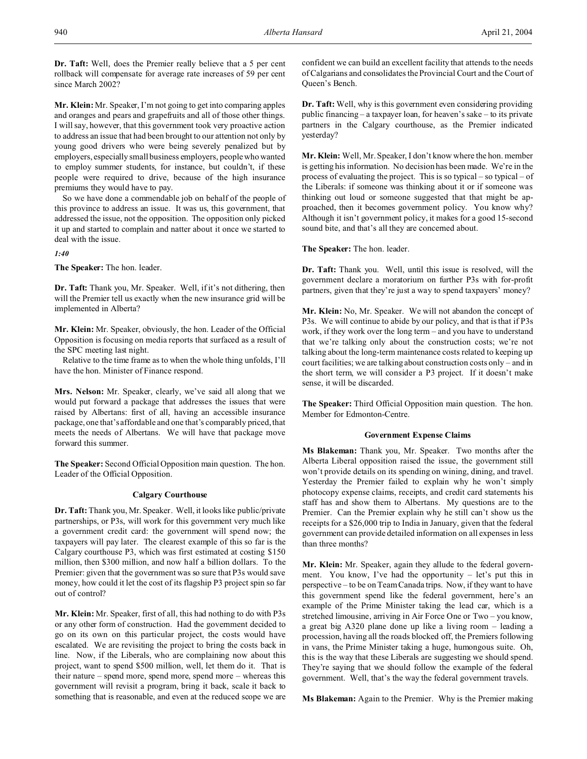**Dr. Taft:** Well, does the Premier really believe that a 5 per cent rollback will compensate for average rate increases of 59 per cent since March 2002?

**Mr. Klein:** Mr. Speaker, I'm not going to get into comparing apples and oranges and pears and grapefruits and all of those other things. I will say, however, that this government took very proactive action to address an issue that had been brought to our attention not only by young good drivers who were being severely penalized but by employers, especially small business employers, people who wanted to employ summer students, for instance, but couldn't, if these people were required to drive, because of the high insurance premiums they would have to pay.

So we have done a commendable job on behalf of the people of this province to address an issue. It was us, this government, that addressed the issue, not the opposition. The opposition only picked it up and started to complain and natter about it once we started to deal with the issue.

*1:40*

**The Speaker:** The hon. leader.

**Dr. Taft:** Thank you, Mr. Speaker. Well, if it's not dithering, then will the Premier tell us exactly when the new insurance grid will be implemented in Alberta?

**Mr. Klein:** Mr. Speaker, obviously, the hon. Leader of the Official Opposition is focusing on media reports that surfaced as a result of the SPC meeting last night.

Relative to the time frame as to when the whole thing unfolds, I'll have the hon. Minister of Finance respond.

**Mrs. Nelson:** Mr. Speaker, clearly, we've said all along that we would put forward a package that addresses the issues that were raised by Albertans: first of all, having an accessible insurance package, one that's affordable and one that's comparably priced, that meets the needs of Albertans. We will have that package move forward this summer.

**The Speaker:** Second Official Opposition main question. The hon. Leader of the Official Opposition.

### Calgary Courthouse

**Dr. Taft:** Thank you, Mr. Speaker. Well, it looks like public/private partnerships, or P3s, will work for this government very much like a government credit card: the government will spend now; the taxpayers will pay later. The clearest example of this so far is the Calgary courthouse P3, which was first estimated at costing $150 million, then $300 million, and now half a billion dollars. To the Premier: given that the government was so sure that P3s would save money, how could it let the cost of its flagship P3 project spin so far out of control?

**Mr. Klein:** Mr. Speaker, first of all, this had nothing to do with P3s or any other form of construction. Had the government decided to go on its own on this particular project, the costs would have escalated. We are revisiting the project to bring the costs back in line. Now, if the Liberals, who are complaining now about this project, want to spend $500 million, well, let them do it. That is their nature – spend more, spend more, spend more – whereas this government will revisit a program, bring it back, scale it back to something that is reasonable, and even at the reduced scope we are confident we can build an excellent facility that attends to the needs of Calgarians and consolidates the Provincial Court and the Court of Queen's Bench.

**Dr. Taft:** Well, why is this government even considering providing public financing – a taxpayer loan, for heaven's sake – to its private partners in the Calgary courthouse, as the Premier indicated yesterday?

**Mr. Klein:** Well, Mr. Speaker, I don't know where the hon. member is getting his information. No decision has been made. We're in the process of evaluating the project. This is so typical – so typical – of the Liberals: if someone was thinking about it or if someone was thinking out loud or someone suggested that that might be approached, then it becomes government policy. You know why? Although it isn't government policy, it makes for a good 15-second sound bite, and that's all they are concerned about.

**The Speaker:** The hon. leader.

**Dr. Taft:** Thank you. Well, until this issue is resolved, will the government declare a moratorium on further P3s with for-profit partners, given that they're just a way to spend taxpayers' money?

**Mr. Klein:** No, Mr. Speaker. We will not abandon the concept of P3s. We will continue to abide by our policy, and that is that if P3s work, if they work over the long term – and you have to understand that we're talking only about the construction costs; we're not talking about the long-term maintenance costs related to keeping up court facilities; we are talking about construction costs only – and in the short term, we will consider a P3 project. If it doesn't make sense, it will be discarded.

**The Speaker:** Third Official Opposition main question. The hon. Member for Edmonton-Centre.

### Government Expense Claims

**Ms Blakeman:** Thank you, Mr. Speaker. Two months after the Alberta Liberal opposition raised the issue, the government still won't provide details on its spending on wining, dining, and travel. Yesterday the Premier failed to explain why he won't simply photocopy expense claims, receipts, and credit card statements his staff has and show them to Albertans. My questions are to the Premier. Can the Premier explain why he still can't show us the receipts for a $26,000 trip to India in January, given that the federal government can provide detailed information on all expenses in less than three months?

**Mr. Klein:** Mr. Speaker, again they allude to the federal government. You know, I've had the opportunity – let's put this in perspective – to be on Team Canada trips. Now, if they want to have this government spend like the federal government, here's an example of the Prime Minister taking the lead car, which is a stretched limousine, arriving in Air Force One or Two – you know, a great big A320 plane done up like a living room – leading a procession, having all the roads blocked off, the Premiers following in vans, the Prime Minister taking a huge, humongous suite. Oh, this is the way that these Liberals are suggesting we should spend. They're saying that we should follow the example of the federal government. Well, that's the way the federal government travels.

**Ms Blakeman:** Again to the Premier. Why is the Premier making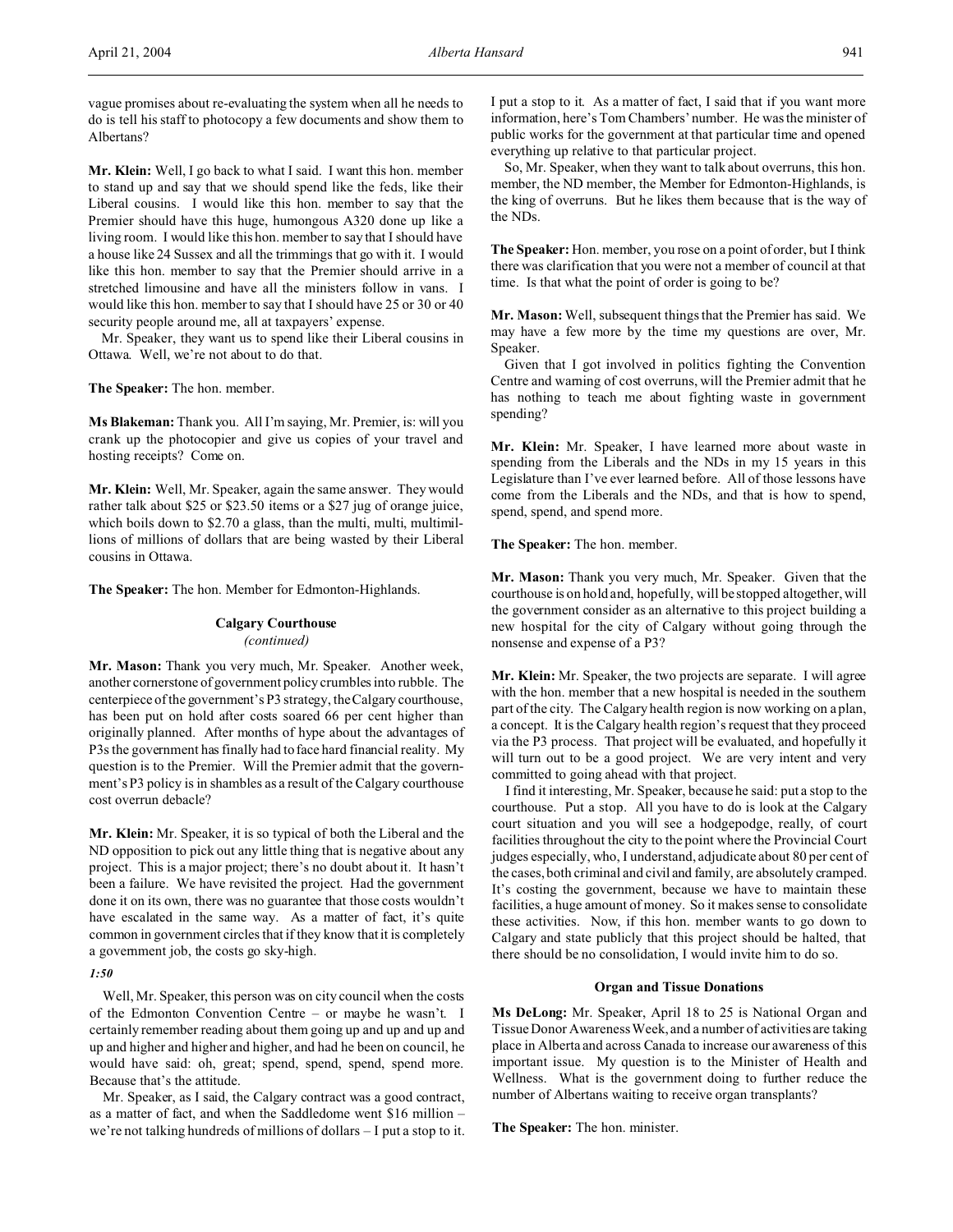vague promises about re-evaluating the system when all he needs to do is tell his staff to photocopy a few documents and show them to Albertans?

**Mr. Klein:** Well, I go back to what I said. I want this hon. member to stand up and say that we should spend like the feds, like their Liberal cousins. I would like this hon. member to say that the Premier should have this huge, humongous A320 done up like a living room. I would like this hon. member to say that I should have a house like 24 Sussex and all the trimmings that go with it. I would like this hon. member to say that the Premier should arrive in a stretched limousine and have all the ministers follow in vans. I would like this hon. member to say that I should have 25 or 30 or 40 security people around me, all at taxpayers' expense.

Mr. Speaker, they want us to spend like their Liberal cousins in Ottawa. Well, we're not about to do that.

**The Speaker:** The hon. member.

**Ms Blakeman:** Thank you. All I'm saying, Mr. Premier, is: will you crank up the photocopier and give us copies of your travel and hosting receipts? Come on.

**Mr. Klein:** Well, Mr. Speaker, again the same answer. They would rather talk about $25 or $23.50 items or a $27 jug of orange juice, which boils down to $2.70 a glass, than the multi, multi, multimillions of millions of dollars that are being wasted by their Liberal cousins in Ottawa.

**The Speaker:** The hon. Member for Edmonton-Highlands.

### Calgary Courthouse
*(continued)*

**Mr. Mason:** Thank you very much, Mr. Speaker. Another week, another cornerstone of government policy crumbles into rubble. The centerpiece of the government's P3 strategy, the Calgary courthouse, has been put on hold after costs soared 66 per cent higher than originally planned. After months of hype about the advantages of P3s the government has finally had to face hard financial reality. My question is to the Premier. Will the Premier admit that the government's P3 policy is in shambles as a result of the Calgary courthouse cost overrun debacle?

**Mr. Klein:** Mr. Speaker, it is so typical of both the Liberal and the ND opposition to pick out any little thing that is negative about any project. This is a major project; there's no doubt about it. It hasn't been a failure. We have revisited the project. Had the government done it on its own, there was no guarantee that those costs wouldn't have escalated in the same way. As a matter of fact, it's quite common in government circles that if they know that it is completely a government job, the costs go sky-high.

*1:50*

Well, Mr. Speaker, this person was on city council when the costs of the Edmonton Convention Centre – or maybe he wasn't. I certainly remember reading about them going up and up and up and up and higher and higher and higher, and had he been on council, he would have said: oh, great; spend, spend, spend, spend more. Because that's the attitude.

Mr. Speaker, as I said, the Calgary contract was a good contract, as a matter of fact, and when the Saddledome went $16 million – we're not talking hundreds of millions of dollars – I put a stop to it. I put a stop to it. As a matter of fact, I said that if you want more information, here's Tom Chambers' number. He was the minister of public works for the government at that particular time and opened everything up relative to that particular project.

So, Mr. Speaker, when they want to talk about overruns, this hon. member, the ND member, the Member for Edmonton-Highlands, is the king of overruns. But he likes them because that is the way of the NDs.

**The Speaker:** Hon. member, you rose on a point of order, but I think there was clarification that you were not a member of council at that time. Is that what the point of order is going to be?

**Mr. Mason:** Well, subsequent things that the Premier has said. We may have a few more by the time my questions are over, Mr. Speaker.

Given that I got involved in politics fighting the Convention Centre and warning of cost overruns, will the Premier admit that he has nothing to teach me about fighting waste in government spending?

**Mr. Klein:** Mr. Speaker, I have learned more about waste in spending from the Liberals and the NDs in my 15 years in this Legislature than I've ever learned before. All of those lessons have come from the Liberals and the NDs, and that is how to spend, spend, spend, and spend more.

**The Speaker:** The hon. member.

**Mr. Mason:** Thank you very much, Mr. Speaker. Given that the courthouse is on hold and, hopefully, will be stopped altogether, will the government consider as an alternative to this project building a new hospital for the city of Calgary without going through the nonsense and expense of a P3?

**Mr. Klein:** Mr. Speaker, the two projects are separate. I will agree with the hon. member that a new hospital is needed in the southern part of the city. The Calgary health region is now working on a plan, a concept. It is the Calgary health region's request that they proceed via the P3 process. That project will be evaluated, and hopefully it will turn out to be a good project. We are very intent and very committed to going ahead with that project.

I find it interesting, Mr. Speaker, because he said: put a stop to the courthouse. Put a stop. All you have to do is look at the Calgary court situation and you will see a hodgepodge, really, of court facilities throughout the city to the point where the Provincial Court judges especially, who, I understand, adjudicate about 80 per cent of the cases, both criminal and civil and family, are absolutely cramped. It's costing the government, because we have to maintain these facilities, a huge amount of money. So it makes sense to consolidate these activities. Now, if this hon. member wants to go down to Calgary and state publicly that this project should be halted, that there should be no consolidation, I would invite him to do so.

### Organ and Tissue Donations

**Ms DeLong:** Mr. Speaker, April 18 to 25 is National Organ and Tissue Donor Awareness Week, and a number of activities are taking place in Alberta and across Canada to increase our awareness of this important issue. My question is to the Minister of Health and Wellness. What is the government doing to further reduce the number of Albertans waiting to receive organ transplants?

**The Speaker:** The hon. minister.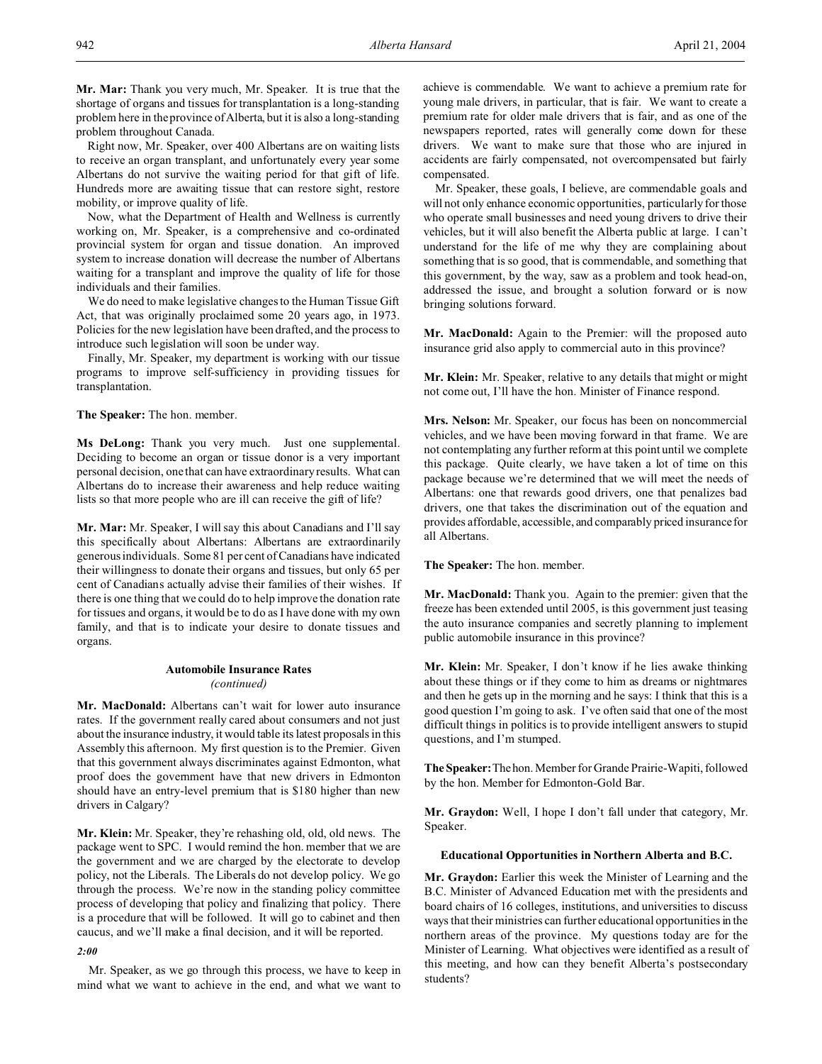**Mr. Mar:** Thank you very much, Mr. Speaker. It is true that the shortage of organs and tissues for transplantation is a long-standing problem here in the province of Alberta, but it is also a long-standing problem throughout Canada.

Right now, Mr. Speaker, over 400 Albertans are on waiting lists to receive an organ transplant, and unfortunately every year some Albertans do not survive the waiting period for that gift of life. Hundreds more are awaiting tissue that can restore sight, restore mobility, or improve quality of life.

Now, what the Department of Health and Wellness is currently working on, Mr. Speaker, is a comprehensive and co-ordinated provincial system for organ and tissue donation. An improved system to increase donation will decrease the number of Albertans waiting for a transplant and improve the quality of life for those individuals and their families.

We do need to make legislative changes to the Human Tissue Gift Act, that was originally proclaimed some 20 years ago, in 1973. Policies for the new legislation have been drafted, and the process to introduce such legislation will soon be under way.

Finally, Mr. Speaker, my department is working with our tissue programs to improve self-sufficiency in providing tissues for transplantation.

**The Speaker:** The hon. member.

**Ms DeLong:** Thank you very much. Just one supplemental. Deciding to become an organ or tissue donor is a very important personal decision, one that can have extraordinary results. What can Albertans do to increase their awareness and help reduce waiting lists so that more people who are ill can receive the gift of life?

**Mr. Mar:** Mr. Speaker, I will say this about Canadians and I'll say this specifically about Albertans: Albertans are extraordinarily generous individuals. Some 81 per cent of Canadians have indicated their willingness to donate their organs and tissues, but only 65 per cent of Canadians actually advise their families of their wishes. If there is one thing that we could do to help improve the donation rate for tissues and organs, it would be to do as I have done with my own family, and that is to indicate your desire to donate tissues and organs.

### Automobile Insurance Rates
*(continued)*

**Mr. MacDonald:** Albertans can't wait for lower auto insurance rates. If the government really cared about consumers and not just about the insurance industry, it would table its latest proposals in this Assembly this afternoon. My first question is to the Premier. Given that this government always discriminates against Edmonton, what proof does the government have that new drivers in Edmonton should have an entry-level premium that is $180 higher than new drivers in Calgary?

**Mr. Klein:** Mr. Speaker, they're rehashing old, old, old news. The package went to SPC. I would remind the hon. member that we are the government and we are charged by the electorate to develop policy, not the Liberals. The Liberals do not develop policy. We go through the process. We're now in the standing policy committee process of developing that policy and finalizing that policy. There is a procedure that will be followed. It will go to cabinet and then caucus, and we'll make a final decision, and it will be reported.

*2:00*

Mr. Speaker, as we go through this process, we have to keep in mind what we want to achieve in the end, and what we want to achieve is commendable. We want to achieve a premium rate for young male drivers, in particular, that is fair. We want to create a premium rate for older male drivers that is fair, and as one of the newspapers reported, rates will generally come down for these drivers. We want to make sure that those who are injured in accidents are fairly compensated, not overcompensated but fairly compensated.

Mr. Speaker, these goals, I believe, are commendable goals and will not only enhance economic opportunities, particularly for those who operate small businesses and need young drivers to drive their vehicles, but it will also benefit the Alberta public at large. I can't understand for the life of me why they are complaining about something that is so good, that is commendable, and something that this government, by the way, saw as a problem and took head-on, addressed the issue, and brought a solution forward or is now bringing solutions forward.

**Mr. MacDonald:** Again to the Premier: will the proposed auto insurance grid also apply to commercial auto in this province?

**Mr. Klein:** Mr. Speaker, relative to any details that might or might not come out, I'll have the hon. Minister of Finance respond.

**Mrs. Nelson:** Mr. Speaker, our focus has been on noncommercial vehicles, and we have been moving forward in that frame. We are not contemplating any further reform at this point until we complete this package. Quite clearly, we have taken a lot of time on this package because we're determined that we will meet the needs of Albertans: one that rewards good drivers, one that penalizes bad drivers, one that takes the discrimination out of the equation and provides affordable, accessible, and comparably priced insurance for all Albertans.

**The Speaker:** The hon. member.

**Mr. MacDonald:** Thank you. Again to the premier: given that the freeze has been extended until 2005, is this government just teasing the auto insurance companies and secretly planning to implement public automobile insurance in this province?

**Mr. Klein:** Mr. Speaker, I don't know if he lies awake thinking about these things or if they come to him as dreams or nightmares and then he gets up in the morning and he says: I think that this is a good question I'm going to ask. I've often said that one of the most difficult things in politics is to provide intelligent answers to stupid questions, and I'm stumped.

**The Speaker:** The hon. Member for Grande Prairie-Wapiti, followed by the hon. Member for Edmonton-Gold Bar.

**Mr. Graydon:** Well, I hope I don't fall under that category, Mr. Speaker.

### Educational Opportunities in Northern Alberta and B.C.

**Mr. Graydon:** Earlier this week the Minister of Learning and the B.C. Minister of Advanced Education met with the presidents and board chairs of 16 colleges, institutions, and universities to discuss ways that their ministries can further educational opportunities in the northern areas of the province. My questions today are for the Minister of Learning. What objectives were identified as a result of this meeting, and how can they benefit Alberta's postsecondary students?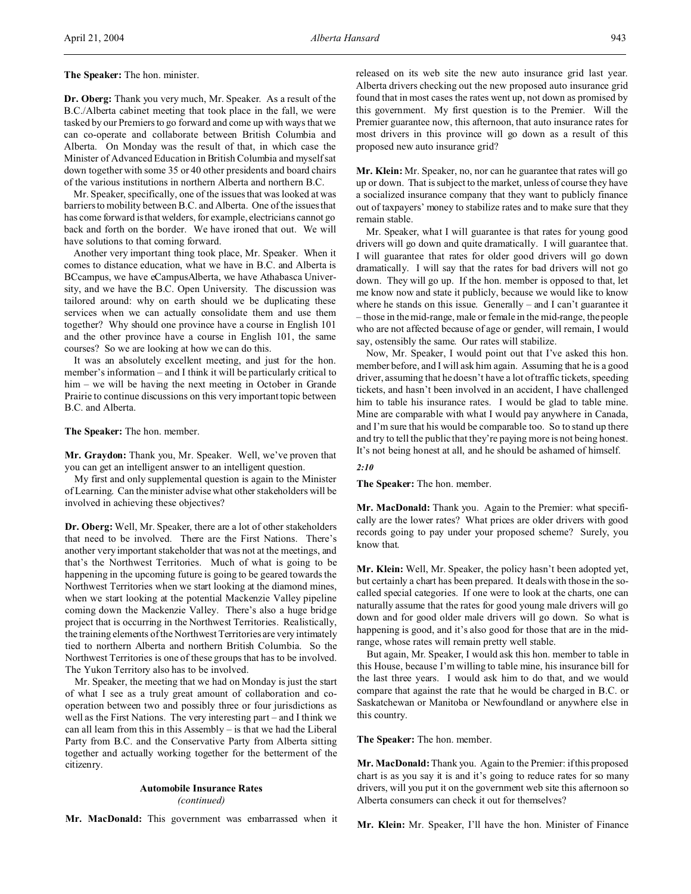**The Speaker:** The hon. minister.

**Dr. Oberg:** Thank you very much, Mr. Speaker. As a result of the B.C./Alberta cabinet meeting that took place in the fall, we were tasked by our Premiers to go forward and come up with ways that we can co-operate and collaborate between British Columbia and Alberta. On Monday was the result of that, in which case the Minister of Advanced Education in British Columbia and myself sat down together with some 35 or 40 other presidents and board chairs of the various institutions in northern Alberta and northern B.C.

Mr. Speaker, specifically, one of the issues that was looked at was barriers to mobility between B.C. and Alberta. One of the issues that has come forward is that welders, for example, electricians cannot go back and forth on the border. We have ironed that out. We will have solutions to that coming forward.

Another very important thing took place, Mr. Speaker. When it comes to distance education, what we have in B.C. and Alberta is BCcampus, we have eCampusAlberta, we have Athabasca University, and we have the B.C. Open University. The discussion was tailored around: why on earth should we be duplicating these services when we can actually consolidate them and use them together? Why should one province have a course in English 101 and the other province have a course in English 101, the same courses? So we are looking at how we can do this.

It was an absolutely excellent meeting, and just for the hon. member's information – and I think it will be particularly critical to him – we will be having the next meeting in October in Grande Prairie to continue discussions on this very important topic between B.C. and Alberta.

**The Speaker:** The hon. member.

**Mr. Graydon:** Thank you, Mr. Speaker. Well, we've proven that you can get an intelligent answer to an intelligent question.

My first and only supplemental question is again to the Minister of Learning. Can the minister advise what other stakeholders will be involved in achieving these objectives?

**Dr. Oberg:** Well, Mr. Speaker, there are a lot of other stakeholders that need to be involved. There are the First Nations. There's another very important stakeholder that was not at the meetings, and that's the Northwest Territories. Much of what is going to be happening in the upcoming future is going to be geared towards the Northwest Territories when we start looking at the diamond mines, when we start looking at the potential Mackenzie Valley pipeline coming down the Mackenzie Valley. There's also a huge bridge project that is occurring in the Northwest Territories. Realistically, the training elements of the Northwest Territories are very intimately tied to northern Alberta and northern British Columbia. So the Northwest Territories is one of these groups that has to be involved. The Yukon Territory also has to be involved.

Mr. Speaker, the meeting that we had on Monday is just the start of what I see as a truly great amount of collaboration and co-operation between two and possibly three or four jurisdictions as well as the First Nations. The very interesting part – and I think we can all learn from this in this Assembly – is that we had the Liberal Party from B.C. and the Conservative Party from Alberta sitting together and actually working together for the betterment of the citizenry.

### Automobile Insurance Rates
*(continued)*

**Mr. MacDonald:** This government was embarrassed when it released on its web site the new auto insurance grid last year. Alberta drivers checking out the new proposed auto insurance grid found that in most cases the rates went up, not down as promised by this government. My first question is to the Premier. Will the Premier guarantee now, this afternoon, that auto insurance rates for most drivers in this province will go down as a result of this proposed new auto insurance grid?

**Mr. Klein:** Mr. Speaker, no, nor can he guarantee that rates will go up or down. That is subject to the market, unless of course they have a socialized insurance company that they want to publicly finance out of taxpayers' money to stabilize rates and to make sure that they remain stable.

Mr. Speaker, what I will guarantee is that rates for young good drivers will go down and quite dramatically. I will guarantee that. I will guarantee that rates for older good drivers will go down dramatically. I will say that the rates for bad drivers will not go down. They will go up. If the hon. member is opposed to that, let me know now and state it publicly, because we would like to know where he stands on this issue. Generally – and I can't guarantee it – those in the mid-range, male or female in the mid-range, the people who are not affected because of age or gender, will remain, I would say, ostensibly the same. Our rates will stabilize.

Now, Mr. Speaker, I would point out that I've asked this hon. member before, and I will ask him again. Assuming that he is a good driver, assuming that he doesn't have a lot of traffic tickets, speeding tickets, and hasn't been involved in an accident, I have challenged him to table his insurance rates. I would be glad to table mine. Mine are comparable with what I would pay anywhere in Canada, and I'm sure that his would be comparable too. So to stand up there and try to tell the public that they're paying more is not being honest. It's not being honest at all, and he should be ashamed of himself.

*2:10*

**The Speaker:** The hon. member.

**Mr. MacDonald:** Thank you. Again to the Premier: what specifically are the lower rates? What prices are older drivers with good records going to pay under your proposed scheme? Surely, you know that.

**Mr. Klein:** Well, Mr. Speaker, the policy hasn't been adopted yet, but certainly a chart has been prepared. It deals with those in the so-called special categories. If one were to look at the charts, one can naturally assume that the rates for good young male drivers will go down and for good older male drivers will go down. So what is happening is good, and it's also good for those that are in the mid-range, whose rates will remain pretty well stable.

But again, Mr. Speaker, I would ask this hon. member to table in this House, because I'm willing to table mine, his insurance bill for the last three years. I would ask him to do that, and we would compare that against the rate that he would be charged in B.C. or Saskatchewan or Manitoba or Newfoundland or anywhere else in this country.

**The Speaker:** The hon. member.

**Mr. MacDonald:** Thank you. Again to the Premier: if this proposed chart is as you say it is and it's going to reduce rates for so many drivers, will you put it on the government web site this afternoon so Alberta consumers can check it out for themselves?

**Mr. Klein:** Mr. Speaker, I'll have the hon. Minister of Finance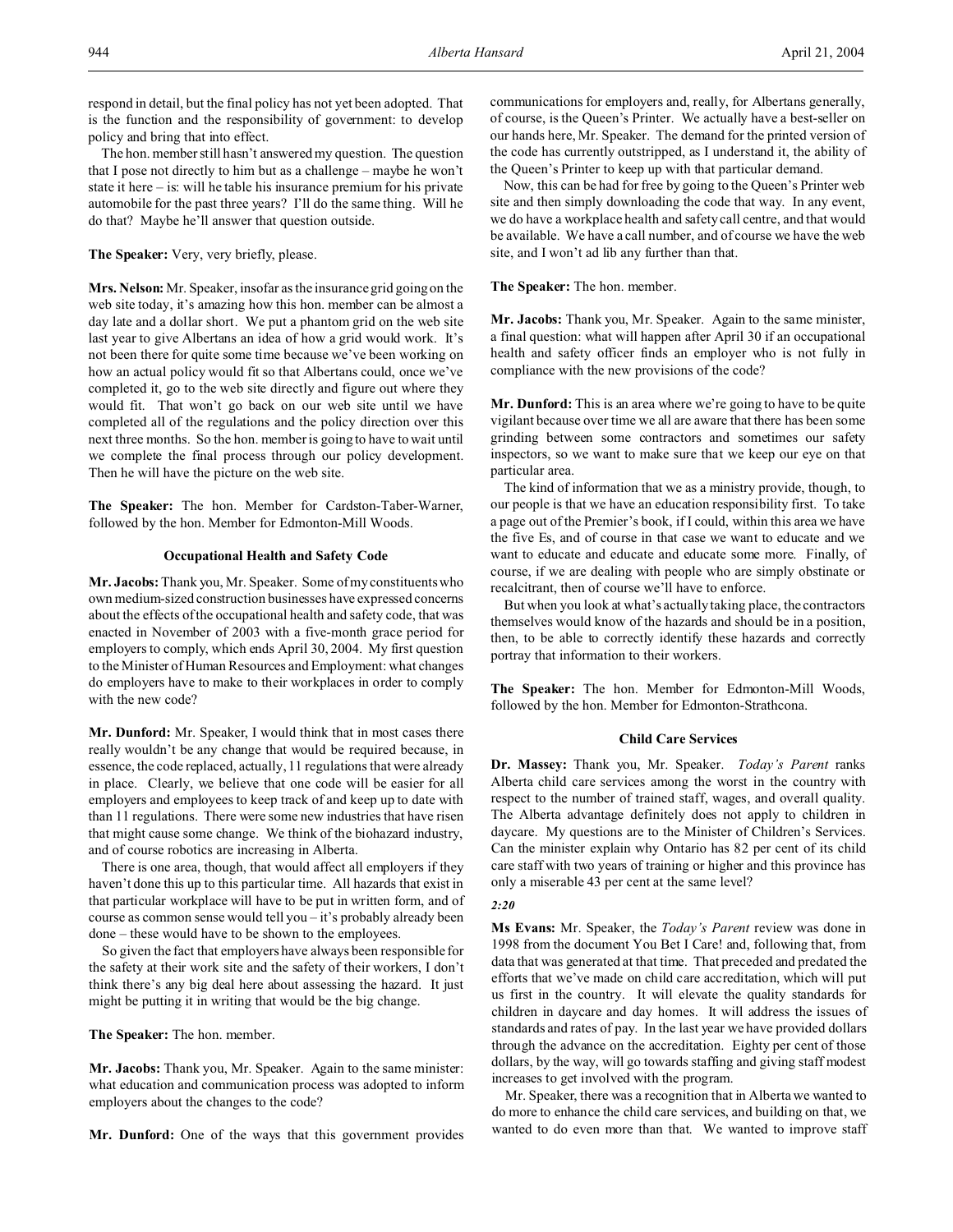respond in detail, but the final policy has not yet been adopted. That is the function and the responsibility of government: to develop policy and bring that into effect.

The hon. member still hasn't answered my question. The question that I pose not directly to him but as a challenge – maybe he won't state it here – is: will he table his insurance premium for his private automobile for the past three years? I'll do the same thing. Will he do that? Maybe he'll answer that question outside.

**The Speaker:** Very, very briefly, please.

**Mrs. Nelson:** Mr. Speaker, insofar as the insurance grid going on the web site today, it's amazing how this hon. member can be almost a day late and a dollar short. We put a phantom grid on the web site last year to give Albertans an idea of how a grid would work. It's not been there for quite some time because we've been working on how an actual policy would fit so that Albertans could, once we've completed it, go to the web site directly and figure out where they would fit. That won't go back on our web site until we have completed all of the regulations and the policy direction over this next three months. So the hon. member is going to have to wait until we complete the final process through our policy development. Then he will have the picture on the web site.

**The Speaker:** The hon. Member for Cardston-Taber-Warner, followed by the hon. Member for Edmonton-Mill Woods.

### Occupational Health and Safety Code

**Mr. Jacobs:** Thank you, Mr. Speaker. Some of my constituents who own medium-sized construction businesses have expressed concerns about the effects of the occupational health and safety code, that was enacted in November of 2003 with a five-month grace period for employers to comply, which ends April 30, 2004. My first question to the Minister of Human Resources and Employment: what changes do employers have to make to their workplaces in order to comply with the new code?

**Mr. Dunford:** Mr. Speaker, I would think that in most cases there really wouldn't be any change that would be required because, in essence, the code replaced, actually, 11 regulations that were already in place. Clearly, we believe that one code will be easier for all employers and employees to keep track of and keep up to date with than 11 regulations. There were some new industries that have risen that might cause some change. We think of the biohazard industry, and of course robotics are increasing in Alberta.

There is one area, though, that would affect all employers if they haven't done this up to this particular time. All hazards that exist in that particular workplace will have to be put in written form, and of course as common sense would tell you – it's probably already been done – these would have to be shown to the employees.

So given the fact that employers have always been responsible for the safety at their work site and the safety of their workers, I don't think there's any big deal here about assessing the hazard. It just might be putting it in writing that would be the big change.

**The Speaker:** The hon. member.

**Mr. Jacobs:** Thank you, Mr. Speaker. Again to the same minister: what education and communication process was adopted to inform employers about the changes to the code?

**Mr. Dunford:** One of the ways that this government provides communications for employers and, really, for Albertans generally, of course, is the Queen's Printer. We actually have a best-seller on our hands here, Mr. Speaker. The demand for the printed version of the code has currently outstripped, as I understand it, the ability of the Queen's Printer to keep up with that particular demand.

Now, this can be had for free by going to the Queen's Printer web site and then simply downloading the code that way. In any event, we do have a workplace health and safety call centre, and that would be available. We have a call number, and of course we have the web site, and I won't ad lib any further than that.

**The Speaker:** The hon. member.

**Mr. Jacobs:** Thank you, Mr. Speaker. Again to the same minister, a final question: what will happen after April 30 if an occupational health and safety officer finds an employer who is not fully in compliance with the new provisions of the code?

**Mr. Dunford:** This is an area where we're going to have to be quite vigilant because over time we all are aware that there has been some grinding between some contractors and sometimes our safety inspectors, so we want to make sure that we keep our eye on that particular area.

The kind of information that we as a ministry provide, though, to our people is that we have an education responsibility first. To take a page out of the Premier's book, if I could, within this area we have the five Es, and of course in that case we want to educate and we want to educate and educate and educate some more. Finally, of course, if we are dealing with people who are simply obstinate or recalcitrant, then of course we'll have to enforce.

But when you look at what's actually taking place, the contractors themselves would know of the hazards and should be in a position, then, to be able to correctly identify these hazards and correctly portray that information to their workers.

**The Speaker:** The hon. Member for Edmonton-Mill Woods, followed by the hon. Member for Edmonton-Strathcona.

### Child Care Services

**Dr. Massey:** Thank you, Mr. Speaker. *Today's Parent* ranks Alberta child care services among the worst in the country with respect to the number of trained staff, wages, and overall quality. The Alberta advantage definitely does not apply to children in daycare. My questions are to the Minister of Children's Services. Can the minister explain why Ontario has 82 per cent of its child care staff with two years of training or higher and this province has only a miserable 43 per cent at the same level?

*2:20*

**Ms Evans:** Mr. Speaker, the *Today's Parent* review was done in 1998 from the document You Bet I Care! and, following that, from data that was generated at that time. That preceded and predated the efforts that we've made on child care accreditation, which will put us first in the country. It will elevate the quality standards for children in daycare and day homes. It will address the issues of standards and rates of pay. In the last year we have provided dollars through the advance on the accreditation. Eighty per cent of those dollars, by the way, will go towards staffing and giving staff modest increases to get involved with the program.

Mr. Speaker, there was a recognition that in Alberta we wanted to do more to enhance the child care services, and building on that, we wanted to do even more than that. We wanted to improve staff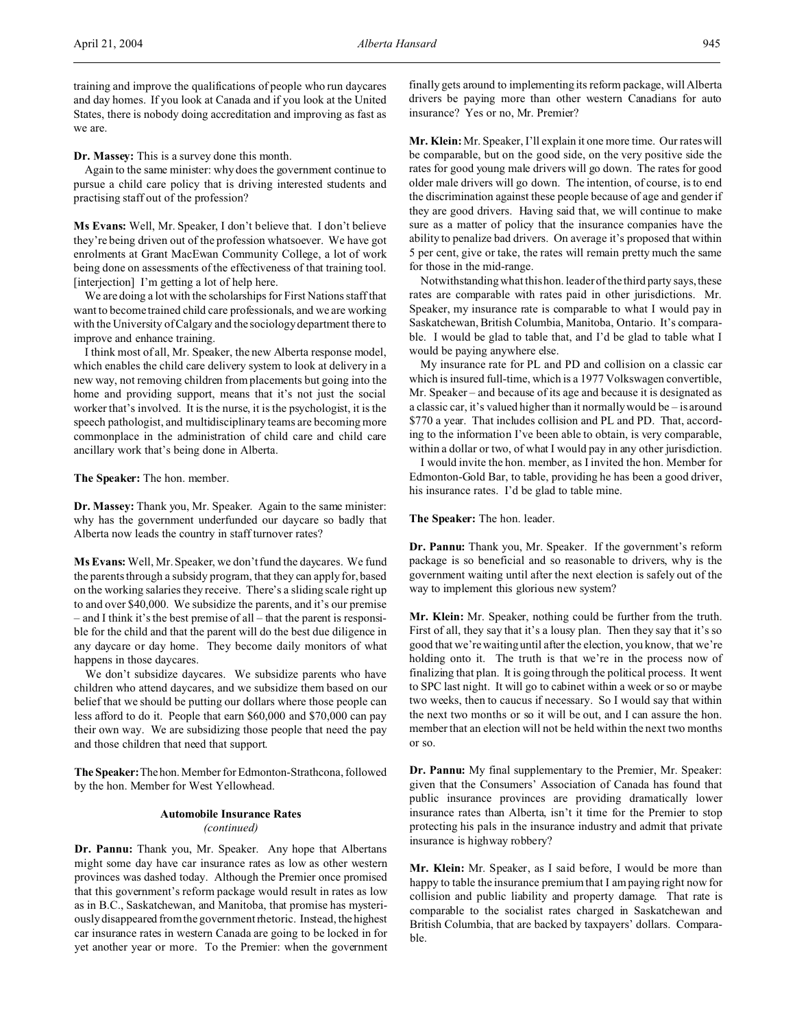training and improve the qualifications of people who run daycares and day homes. If you look at Canada and if you look at the United States, there is nobody doing accreditation and improving as fast as we are.

**Dr. Massey:** This is a survey done this month.

Again to the same minister: why does the government continue to pursue a child care policy that is driving interested students and practising staff out of the profession?

**Ms Evans:** Well, Mr. Speaker, I don't believe that. I don't believe they're being driven out of the profession whatsoever. We have got enrolments at Grant MacEwan Community College, a lot of work being done on assessments of the effectiveness of that training tool. [interjection] I'm getting a lot of help here.

We are doing a lot with the scholarships for First Nations staff that want to become trained child care professionals, and we are working with the University of Calgary and the sociology department there to improve and enhance training.

I think most of all, Mr. Speaker, the new Alberta response model, which enables the child care delivery system to look at delivery in a new way, not removing children from placements but going into the home and providing support, means that it's not just the social worker that's involved. It is the nurse, it is the psychologist, it is the speech pathologist, and multidisciplinary teams are becoming more commonplace in the administration of child care and child care ancillary work that's being done in Alberta.

**The Speaker:** The hon. member.

**Dr. Massey:** Thank you, Mr. Speaker. Again to the same minister: why has the government underfunded our daycare so badly that Alberta now leads the country in staff turnover rates?

**Ms Evans:** Well, Mr. Speaker, we don't fund the daycares. We fund the parents through a subsidy program, that they can apply for, based on the working salaries they receive. There's a sliding scale right up to and over $40,000. We subsidize the parents, and it's our premise – and I think it's the best premise of all – that the parent is responsible for the child and that the parent will do the best due diligence in any daycare or day home. They become daily monitors of what happens in those daycares.

We don't subsidize daycares. We subsidize parents who have children who attend daycares, and we subsidize them based on our belief that we should be putting our dollars where those people can less afford to do it. People that earn $60,000 and $70,000 can pay their own way. We are subsidizing those people that need the pay and those children that need that support.

**The Speaker:** The hon. Member for Edmonton-Strathcona, followed by the hon. Member for West Yellowhead.

### Automobile Insurance Rates
*(continued)*

**Dr. Pannu:** Thank you, Mr. Speaker. Any hope that Albertans might some day have car insurance rates as low as other western provinces was dashed today. Although the Premier once promised that this government's reform package would result in rates as low as in B.C., Saskatchewan, and Manitoba, that promise has mysteriously disappeared from the government rhetoric. Instead, the highest car insurance rates in western Canada are going to be locked in for yet another year or more. To the Premier: when the government finally gets around to implementing its reform package, will Alberta drivers be paying more than other western Canadians for auto insurance? Yes or no, Mr. Premier?

**Mr. Klein:** Mr. Speaker, I'll explain it one more time. Our rates will be comparable, but on the good side, on the very positive side the rates for good young male drivers will go down. The rates for good older male drivers will go down. The intention, of course, is to end the discrimination against these people because of age and gender if they are good drivers. Having said that, we will continue to make sure as a matter of policy that the insurance companies have the ability to penalize bad drivers. On average it's proposed that within 5 per cent, give or take, the rates will remain pretty much the same for those in the mid-range.

Notwithstanding what this hon. leader of the third party says, these rates are comparable with rates paid in other jurisdictions. Mr. Speaker, my insurance rate is comparable to what I would pay in Saskatchewan, British Columbia, Manitoba, Ontario. It's comparable. I would be glad to table that, and I'd be glad to table what I would be paying anywhere else.

My insurance rate for PL and PD and collision on a classic car which is insured full-time, which is a 1977 Volkswagen convertible, Mr. Speaker – and because of its age and because it is designated as a classic car, it's valued higher than it normally would be – is around $770 a year. That includes collision and PL and PD. That, according to the information I've been able to obtain, is very comparable, within a dollar or two, of what I would pay in any other jurisdiction.

I would invite the hon. member, as I invited the hon. Member for Edmonton-Gold Bar, to table, providing he has been a good driver, his insurance rates. I'd be glad to table mine.

**The Speaker:** The hon. leader.

**Dr. Pannu:** Thank you, Mr. Speaker. If the government's reform package is so beneficial and so reasonable to drivers, why is the government waiting until after the next election is safely out of the way to implement this glorious new system?

**Mr. Klein:** Mr. Speaker, nothing could be further from the truth. First of all, they say that it's a lousy plan. Then they say that it's so good that we're waiting until after the election, you know, that we're holding onto it. The truth is that we're in the process now of finalizing that plan. It is going through the political process. It went to SPC last night. It will go to cabinet within a week or so or maybe two weeks, then to caucus if necessary. So I would say that within the next two months or so it will be out, and I can assure the hon. member that an election will not be held within the next two months or so.

**Dr. Pannu:** My final supplementary to the Premier, Mr. Speaker: given that the Consumers' Association of Canada has found that public insurance provinces are providing dramatically lower insurance rates than Alberta, isn't it time for the Premier to stop protecting his pals in the insurance industry and admit that private insurance is highway robbery?

**Mr. Klein:** Mr. Speaker, as I said before, I would be more than happy to table the insurance premium that I am paying right now for collision and public liability and property damage. That rate is comparable to the socialist rates charged in Saskatchewan and British Columbia, that are backed by taxpayers' dollars. Comparable.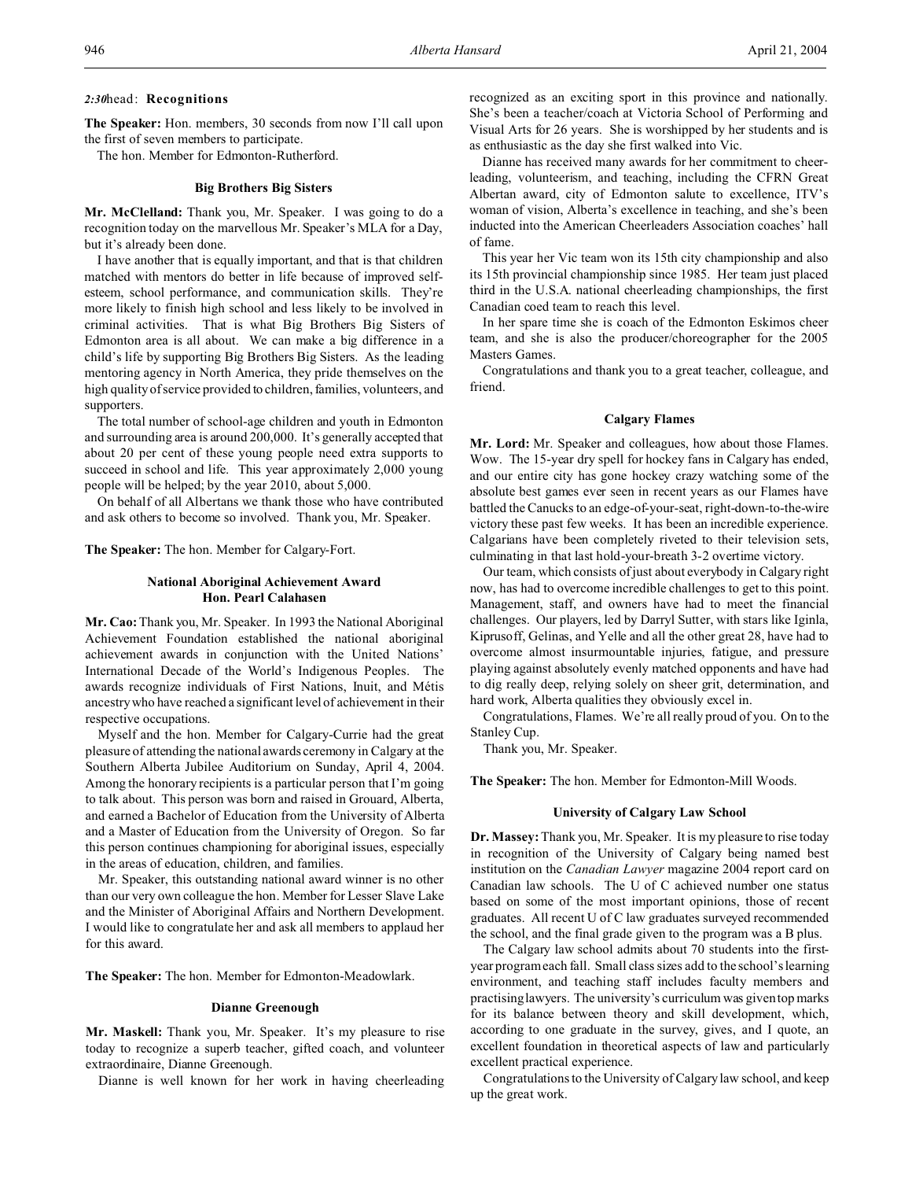*2:30* head: **Recognitions**

**The Speaker:** Hon. members, 30 seconds from now I'll call upon the first of seven members to participate.

The hon. Member for Edmonton-Rutherford.

### Big Brothers Big Sisters

**Mr. McClelland:** Thank you, Mr. Speaker. I was going to do a recognition today on the marvellous Mr. Speaker's MLA for a Day, but it's already been done.

I have another that is equally important, and that is that children matched with mentors do better in life because of improved self-esteem, school performance, and communication skills. They're more likely to finish high school and less likely to be involved in criminal activities. That is what Big Brothers Big Sisters of Edmonton area is all about. We can make a big difference in a child's life by supporting Big Brothers Big Sisters. As the leading mentoring agency in North America, they pride themselves on the high quality of service provided to children, families, volunteers, and supporters.

The total number of school-age children and youth in Edmonton and surrounding area is around 200,000. It's generally accepted that about 20 per cent of these young people need extra supports to succeed in school and life. This year approximately 2,000 young people will be helped; by the year 2010, about 5,000.

On behalf of all Albertans we thank those who have contributed and ask others to become so involved. Thank you, Mr. Speaker.

**The Speaker:** The hon. Member for Calgary-Fort.

### National Aboriginal Achievement Award Hon. Pearl Calahasen

**Mr. Cao:** Thank you, Mr. Speaker. In 1993 the National Aboriginal Achievement Foundation established the national aboriginal achievement awards in conjunction with the United Nations' International Decade of the World's Indigenous Peoples. The awards recognize individuals of First Nations, Inuit, and Métis ancestry who have reached a significant level of achievement in their respective occupations.

Myself and the hon. Member for Calgary-Currie had the great pleasure of attending the national awards ceremony in Calgary at the Southern Alberta Jubilee Auditorium on Sunday, April 4, 2004. Among the honorary recipients is a particular person that I'm going to talk about. This person was born and raised in Grouard, Alberta, and earned a Bachelor of Education from the University of Alberta and a Master of Education from the University of Oregon. So far this person continues championing for aboriginal issues, especially in the areas of education, children, and families.

Mr. Speaker, this outstanding national award winner is no other than our very own colleague the hon. Member for Lesser Slave Lake and the Minister of Aboriginal Affairs and Northern Development. I would like to congratulate her and ask all members to applaud her for this award.

**The Speaker:** The hon. Member for Edmonton-Meadowlark.

### Dianne Greenough

**Mr. Maskell:** Thank you, Mr. Speaker. It's my pleasure to rise today to recognize a superb teacher, gifted coach, and volunteer extraordinaire, Dianne Greenough.

Dianne is well known for her work in having cheerleading recognized as an exciting sport in this province and nationally. She's been a teacher/coach at Victoria School of Performing and Visual Arts for 26 years. She is worshipped by her students and is as enthusiastic as the day she first walked into Vic.

Dianne has received many awards for her commitment to cheerleading, volunteerism, and teaching, including the CFRN Great Albertan award, city of Edmonton salute to excellence, ITV's woman of vision, Alberta's excellence in teaching, and she's been inducted into the American Cheerleaders Association coaches' hall of fame.

This year her Vic team won its 15th city championship and also its 15th provincial championship since 1985. Her team just placed third in the U.S.A. national cheerleading championships, the first Canadian coed team to reach this level.

In her spare time she is coach of the Edmonton Eskimos cheer team, and she is also the producer/choreographer for the 2005 Masters Games.

Congratulations and thank you to a great teacher, colleague, and friend.

### Calgary Flames

**Mr. Lord:** Mr. Speaker and colleagues, how about those Flames. Wow. The 15-year dry spell for hockey fans in Calgary has ended, and our entire city has gone hockey crazy watching some of the absolute best games ever seen in recent years as our Flames have battled the Canucks to an edge-of-your-seat, right-down-to-the-wire victory these past few weeks. It has been an incredible experience. Calgarians have been completely riveted to their television sets, culminating in that last hold-your-breath 3-2 overtime victory.

Our team, which consists of just about everybody in Calgary right now, has had to overcome incredible challenges to get to this point. Management, staff, and owners have had to meet the financial challenges. Our players, led by Darryl Sutter, with stars like Iginla, Kiprusoff, Gelinas, and Yelle and all the other great 28, have had to overcome almost insurmountable injuries, fatigue, and pressure playing against absolutely evenly matched opponents and have had to dig really deep, relying solely on sheer grit, determination, and hard work, Alberta qualities they obviously excel in.

Congratulations, Flames. We're all really proud of you. On to the Stanley Cup.

Thank you, Mr. Speaker.

**The Speaker:** The hon. Member for Edmonton-Mill Woods.

### University of Calgary Law School

**Dr. Massey:** Thank you, Mr. Speaker. It is my pleasure to rise today in recognition of the University of Calgary being named best institution on the *Canadian Lawyer* magazine 2004 report card on Canadian law schools. The U of C achieved number one status based on some of the most important opinions, those of recent graduates. All recent U of C law graduates surveyed recommended the school, and the final grade given to the program was a B plus.

The Calgary law school admits about 70 students into the first-year program each fall. Small class sizes add to the school's learning environment, and teaching staff includes faculty members and practising lawyers. The university's curriculum was given top marks for its balance between theory and skill development, which, according to one graduate in the survey, gives, and I quote, an excellent foundation in theoretical aspects of law and particularly excellent practical experience.

Congratulations to the University of Calgary law school, and keep up the great work.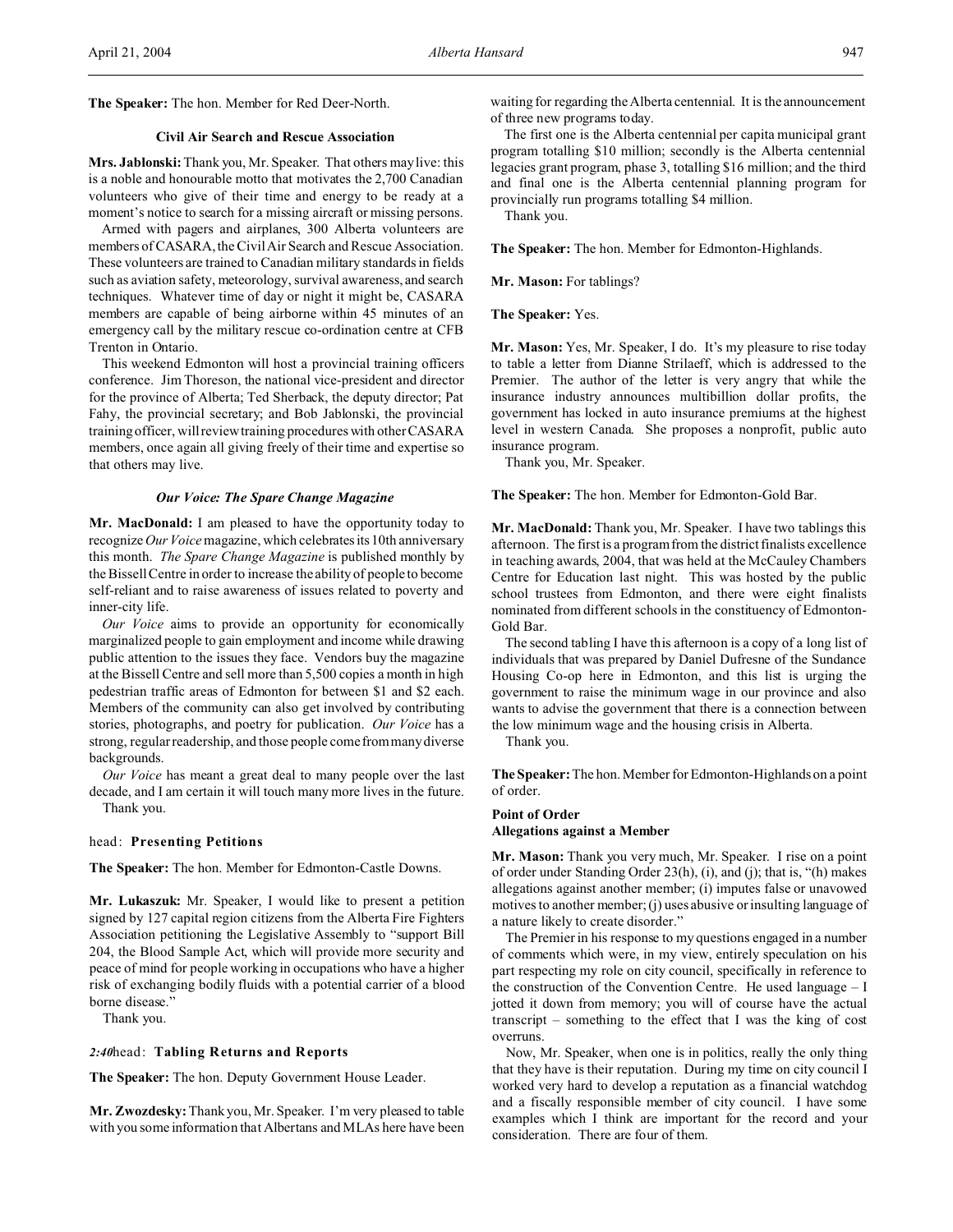**The Speaker:** The hon. Member for Red Deer-North.

### Civil Air Search and Rescue Association

**Mrs. Jablonski:** Thank you, Mr. Speaker. That others may live: this is a noble and honourable motto that motivates the 2,700 Canadian volunteers who give of their time and energy to be ready at a moment's notice to search for a missing aircraft or missing persons.

Armed with pagers and airplanes, 300 Alberta volunteers are members of CASARA, the Civil Air Search and Rescue Association. These volunteers are trained to Canadian military standards in fields such as aviation safety, meteorology, survival awareness, and search techniques. Whatever time of day or night it might be, CASARA members are capable of being airborne within 45 minutes of an emergency call by the military rescue co-ordination centre at CFB Trenton in Ontario.

This weekend Edmonton will host a provincial training officers conference. Jim Thoreson, the national vice-president and director for the province of Alberta; Ted Sherback, the deputy director; Pat Fahy, the provincial secretary; and Bob Jablonski, the provincial training officer, will review training procedures with other CASARA members, once again all giving freely of their time and expertise so that others may live.

### *Our Voice: The Spare Change Magazine*

**Mr. MacDonald:** I am pleased to have the opportunity today to recognize *Our Voice* magazine, which celebrates its 10th anniversary this month. *The Spare Change Magazine* is published monthly by the Bissell Centre in order to increase the ability of people to become self-reliant and to raise awareness of issues related to poverty and inner-city life.

*Our Voice* aims to provide an opportunity for economically marginalized people to gain employment and income while drawing public attention to the issues they face. Vendors buy the magazine at the Bissell Centre and sell more than 5,500 copies a month in high pedestrian traffic areas of Edmonton for between $1 and $2 each. Members of the community can also get involved by contributing stories, photographs, and poetry for publication. *Our Voice* has a strong, regular readership, and those people come from many diverse backgrounds.

*Our Voice* has meant a great deal to many people over the last decade, and I am certain it will touch many more lives in the future.

Thank you.

head: **Presenting Petitions**

**The Speaker:** The hon. Member for Edmonton-Castle Downs.

**Mr. Lukaszuk:** Mr. Speaker, I would like to present a petition signed by 127 capital region citizens from the Alberta Fire Fighters Association petitioning the Legislative Assembly to "support Bill 204, the Blood Sample Act, which will provide more security and peace of mind for people working in occupations who have a higher risk of exchanging bodily fluids with a potential carrier of a blood borne disease."

Thank you.

*2:40*head: **Tabling Returns and Reports**

**The Speaker:** The hon. Deputy Government House Leader.

**Mr. Zwozdesky:** Thank you, Mr. Speaker. I'm very pleased to table with you some information that Albertans and MLAs here have been waiting for regarding the Alberta centennial. It is the announcement of three new programs today.

The first one is the Alberta centennial per capita municipal grant program totalling $10 million; secondly is the Alberta centennial legacies grant program, phase 3, totalling $16 million; and the third and final one is the Alberta centennial planning program for provincially run programs totalling $4 million.

Thank you.

**The Speaker:** The hon. Member for Edmonton-Highlands.

**Mr. Mason:** For tablings?

**The Speaker:** Yes.

**Mr. Mason:** Yes, Mr. Speaker, I do. It's my pleasure to rise today to table a letter from Dianne Strilaeff, which is addressed to the Premier. The author of the letter is very angry that while the insurance industry announces multibillion dollar profits, the government has locked in auto insurance premiums at the highest level in western Canada. She proposes a nonprofit, public auto insurance program.

Thank you, Mr. Speaker.

**The Speaker:** The hon. Member for Edmonton-Gold Bar.

**Mr. MacDonald:** Thank you, Mr. Speaker. I have two tablings this afternoon. The first is a program from the district finalists excellence in teaching awards, 2004, that was held at the McCauley Chambers Centre for Education last night. This was hosted by the public school trustees from Edmonton, and there were eight finalists nominated from different schools in the constituency of Edmonton-Gold Bar.

The second tabling I have this afternoon is a copy of a long list of individuals that was prepared by Daniel Dufresne of the Sundance Housing Co-op here in Edmonton, and this list is urging the government to raise the minimum wage in our province and also wants to advise the government that there is a connection between the low minimum wage and the housing crisis in Alberta.

Thank you.

**The Speaker:** The hon. Member for Edmonton-Highlands on a point of order.

### Point of Order
### Allegations against a Member

**Mr. Mason:** Thank you very much, Mr. Speaker. I rise on a point of order under Standing Order 23(h), (i), and (j); that is, "(h) makes allegations against another member; (i) imputes false or unavowed motives to another member; (j) uses abusive or insulting language of a nature likely to create disorder."

The Premier in his response to my questions engaged in a number of comments which were, in my view, entirely speculation on his part respecting my role on city council, specifically in reference to the construction of the Convention Centre. He used language – I jotted it down from memory; you will of course have the actual transcript – something to the effect that I was the king of cost overruns.

Now, Mr. Speaker, when one is in politics, really the only thing that they have is their reputation. During my time on city council I worked very hard to develop a reputation as a financial watchdog and a fiscally responsible member of city council. I have some examples which I think are important for the record and your consideration. There are four of them.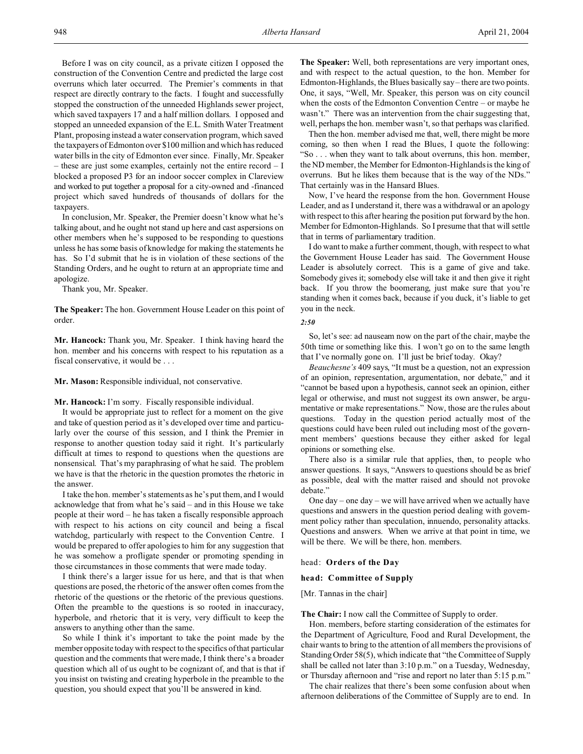Before I was on city council, as a private citizen I opposed the construction of the Convention Centre and predicted the large cost overruns which later occurred. The Premier's comments in that respect are directly contrary to the facts. I fought and successfully stopped the construction of the unneeded Highlands sewer project, which saved taxpayers 17 and a half million dollars. I opposed and stopped an unneeded expansion of the E.L. Smith Water Treatment Plant, proposing instead a water conservation program, which saved the taxpayers of Edmonton over $100 million and which has reduced water bills in the city of Edmonton ever since. Finally, Mr. Speaker – these are just some examples, certainly not the entire record – I blocked a proposed P3 for an indoor soccer complex in Clareview and worked to put together a proposal for a city-owned and -financed project which saved hundreds of thousands of dollars for the taxpayers.

In conclusion, Mr. Speaker, the Premier doesn't know what he's talking about, and he ought not stand up here and cast aspersions on other members when he's supposed to be responding to questions unless he has some basis of knowledge for making the statements he has. So I'd submit that he is in violation of these sections of the Standing Orders, and he ought to return at an appropriate time and apologize.

Thank you, Mr. Speaker.

**The Speaker:** The hon. Government House Leader on this point of order.

**Mr. Hancock:** Thank you, Mr. Speaker. I think having heard the hon. member and his concerns with respect to his reputation as a fiscal conservative, it would be . . .

**Mr. Mason:** Responsible individual, not conservative.

**Mr. Hancock:** I'm sorry. Fiscally responsible individual.

It would be appropriate just to reflect for a moment on the give and take of question period as it's developed over time and particularly over the course of this session, and I think the Premier in response to another question today said it right. It's particularly difficult at times to respond to questions when the questions are nonsensical. That's my paraphrasing of what he said. The problem we have is that the rhetoric in the question promotes the rhetoric in the answer.

I take the hon. member's statements as he's put them, and I would acknowledge that from what he's said – and in this House we take people at their word – he has taken a fiscally responsible approach with respect to his actions on city council and being a fiscal watchdog, particularly with respect to the Convention Centre. I would be prepared to offer apologies to him for any suggestion that he was somehow a profligate spender or promoting spending in those circumstances in those comments that were made today.

I think there's a larger issue for us here, and that is that when questions are posed, the rhetoric of the answer often comes from the rhetoric of the questions or the rhetoric of the previous questions. Often the preamble to the questions is so rooted in inaccuracy, hyperbole, and rhetoric that it is very, very difficult to keep the answers to anything other than the same.

So while I think it's important to take the point made by the member opposite today with respect to the specifics of that particular question and the comments that were made, I think there's a broader question which all of us ought to be cognizant of, and that is that if you insist on twisting and creating hyperbole in the preamble to the question, you should expect that you'll be answered in kind.

**The Speaker:** Well, both representations are very important ones, and with respect to the actual question, to the hon. Member for Edmonton-Highlands, the Blues basically say – there are two points. One, it says, "Well, Mr. Speaker, this person was on city council when the costs of the Edmonton Convention Centre – or maybe he wasn't." There was an intervention from the chair suggesting that, well, perhaps the hon. member wasn't, so that perhaps was clarified.

Then the hon. member advised me that, well, there might be more coming, so then when I read the Blues, I quote the following: "So . . . when they want to talk about overruns, this hon. member, the ND member, the Member for Edmonton-Highlands is the king of overruns. But he likes them because that is the way of the NDs." That certainly was in the Hansard Blues.

Now, I've heard the response from the hon. Government House Leader, and as I understand it, there was a withdrawal or an apology with respect to this after hearing the position put forward by the hon. Member for Edmonton-Highlands. So I presume that that will settle that in terms of parliamentary tradition.

I do want to make a further comment, though, with respect to what the Government House Leader has said. The Government House Leader is absolutely correct. This is a game of give and take. Somebody gives it; somebody else will take it and then give it right back. If you throw the boomerang, just make sure that you're standing when it comes back, because if you duck, it's liable to get you in the neck.

*2:50*

So, let's see: ad nauseam now on the part of the chair, maybe the 50th time or something like this. I won't go on to the same length that I've normally gone on. I'll just be brief today. Okay?

*Beauchesne's* 409 says, "It must be a question, not an expression of an opinion, representation, argumentation, nor debate," and it "cannot be based upon a hypothesis, cannot seek an opinion, either legal or otherwise, and must not suggest its own answer, be argumentative or make representations." Now, those are the rules about questions. Today in the question period actually most of the questions could have been ruled out including most of the government members' questions because they either asked for legal opinions or something else.

There also is a similar rule that applies, then, to people who answer questions. It says, "Answers to questions should be as brief as possible, deal with the matter raised and should not provoke debate."

One day – one day – we will have arrived when we actually have questions and answers in the question period dealing with government policy rather than speculation, innuendo, personality attacks. Questions and answers. When we arrive at that point in time, we will be there. We will be there, hon. members.

head: **Orders of the Day**

head: **Committee of Supply**

[Mr. Tannas in the chair]

**The Chair:** I now call the Committee of Supply to order.

Hon. members, before starting consideration of the estimates for the Department of Agriculture, Food and Rural Development, the chair wants to bring to the attention of all members the provisions of Standing Order 58(5), which indicate that "the Committee of Supply shall be called not later than 3:10 p.m." on a Tuesday, Wednesday, or Thursday afternoon and "rise and report no later than 5:15 p.m."

The chair realizes that there's been some confusion about when afternoon deliberations of the Committee of Supply are to end. In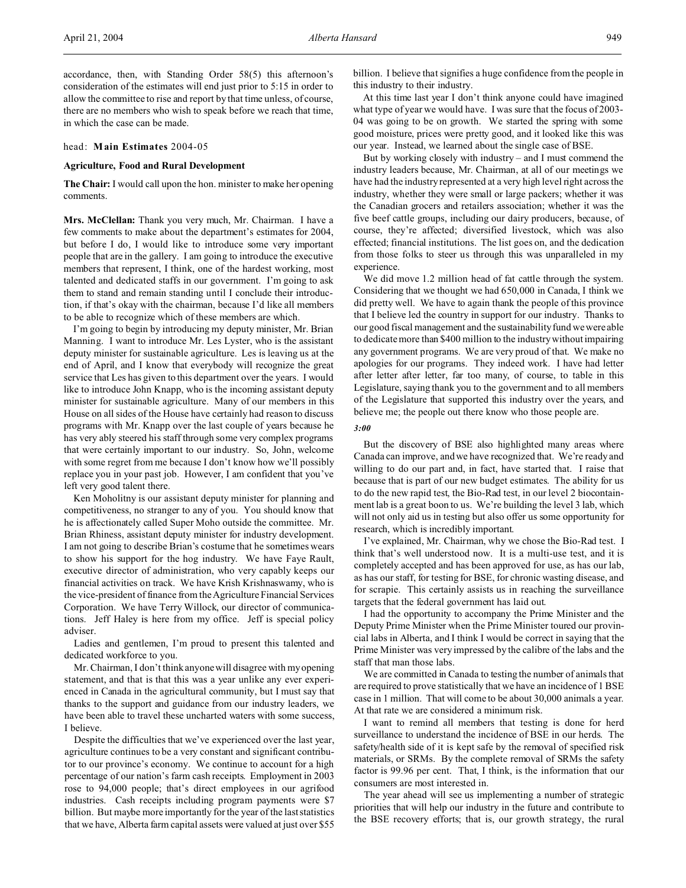accordance, then, with Standing Order 58(5) this afternoon's consideration of the estimates will end just prior to 5:15 in order to allow the committee to rise and report by that time unless, of course, there are no members who wish to speak before we reach that time, in which the case can be made.

head: **Main Estimates** 2004-05

**Agriculture, Food and Rural Development**

**The Chair:** I would call upon the hon. minister to make her opening comments.

**Mrs. McClellan:** Thank you very much, Mr. Chairman. I have a few comments to make about the department's estimates for 2004, but before I do, I would like to introduce some very important people that are in the gallery. I am going to introduce the executive members that represent, I think, one of the hardest working, most talented and dedicated staffs in our government. I'm going to ask them to stand and remain standing until I conclude their introduction, if that's okay with the chairman, because I'd like all members to be able to recognize which of these members are which.

I'm going to begin by introducing my deputy minister, Mr. Brian Manning. I want to introduce Mr. Les Lyster, who is the assistant deputy minister for sustainable agriculture. Les is leaving us at the end of April, and I know that everybody will recognize the great service that Les has given to this department over the years. I would like to introduce John Knapp, who is the incoming assistant deputy minister for sustainable agriculture. Many of our members in this House on all sides of the House have certainly had reason to discuss programs with Mr. Knapp over the last couple of years because he has very ably steered his staff through some very complex programs that were certainly important to our industry. So, John, welcome with some regret from me because I don't know how we'll possibly replace you in your past job. However, I am confident that you've left very good talent there.

Ken Moholitny is our assistant deputy minister for planning and competitiveness, no stranger to any of you. You should know that he is affectionately called Super Moho outside the committee. Mr. Brian Rhiness, assistant deputy minister for industry development. I am not going to describe Brian's costume that he sometimes wears to show his support for the hog industry. We have Faye Rault, executive director of administration, who very capably keeps our financial activities on track. We have Krish Krishnaswamy, who is the vice-president of finance from the Agriculture Financial Services Corporation. We have Terry Willock, our director of communications. Jeff Haley is here from my office. Jeff is special policy adviser.

Ladies and gentlemen, I'm proud to present this talented and dedicated workforce to you.

Mr. Chairman, I don't think anyone will disagree with my opening statement, and that is that this was a year unlike any ever experienced in Canada in the agricultural community, but I must say that thanks to the support and guidance from our industry leaders, we have been able to travel these uncharted waters with some success, I believe.

Despite the difficulties that we've experienced over the last year, agriculture continues to be a very constant and significant contributor to our province's economy. We continue to account for a high percentage of our nation's farm cash receipts. Employment in 2003 rose to 94,000 people; that's direct employees in our agrifood industries. Cash receipts including program payments were $7 billion. But maybe more importantly for the year of the last statistics that we have, Alberta farm capital assets were valued at just over $55 billion. I believe that signifies a huge confidence from the people in this industry to their industry.

At this time last year I don't think anyone could have imagined what type of year we would have. I was sure that the focus of 2003-04 was going to be on growth. We started the spring with some good moisture, prices were pretty good, and it looked like this was our year. Instead, we learned about the single case of BSE.

But by working closely with industry – and I must commend the industry leaders because, Mr. Chairman, at all of our meetings we have had the industry represented at a very high level right across the industry, whether they were small or large packers; whether it was the Canadian grocers and retailers association; whether it was the five beef cattle groups, including our dairy producers, because, of course, they're affected; diversified livestock, which was also effected; financial institutions. The list goes on, and the dedication from those folks to steer us through this was unparalleled in my experience.

We did move 1.2 million head of fat cattle through the system. Considering that we thought we had 650,000 in Canada, I think we did pretty well. We have to again thank the people of this province that I believe led the country in support for our industry. Thanks to our good fiscal management and the sustainability fund we were able to dedicate more than $400 million to the industry without impairing any government programs. We are very proud of that. We make no apologies for our programs. They indeed work. I have had letter after letter after letter, far too many, of course, to table in this Legislature, saying thank you to the government and to all members of the Legislature that supported this industry over the years, and believe me; the people out there know who those people are.

*3:00*

But the discovery of BSE also highlighted many areas where Canada can improve, and we have recognized that. We're ready and willing to do our part and, in fact, have started that. I raise that because that is part of our new budget estimates. The ability for us to do the new rapid test, the Bio-Rad test, in our level 2 biocontainment lab is a great boon to us. We're building the level 3 lab, which will not only aid us in testing but also offer us some opportunity for research, which is incredibly important.

I've explained, Mr. Chairman, why we chose the Bio-Rad test. I think that's well understood now. It is a multi-use test, and it is completely accepted and has been approved for use, as has our lab, as has our staff, for testing for BSE, for chronic wasting disease, and for scrapie. This certainly assists us in reaching the surveillance targets that the federal government has laid out.

I had the opportunity to accompany the Prime Minister and the Deputy Prime Minister when the Prime Minister toured our provincial labs in Alberta, and I think I would be correct in saying that the Prime Minister was very impressed by the calibre of the labs and the staff that man those labs.

We are committed in Canada to testing the number of animals that are required to prove statistically that we have an incidence of 1 BSE case in 1 million. That will come to be about 30,000 animals a year. At that rate we are considered a minimum risk.

I want to remind all members that testing is done for herd surveillance to understand the incidence of BSE in our herds. The safety/health side of it is kept safe by the removal of specified risk materials, or SRMs. By the complete removal of SRMs the safety factor is 99.96 per cent. That, I think, is the information that our consumers are most interested in.

The year ahead will see us implementing a number of strategic priorities that will help our industry in the future and contribute to the BSE recovery efforts; that is, our growth strategy, the rural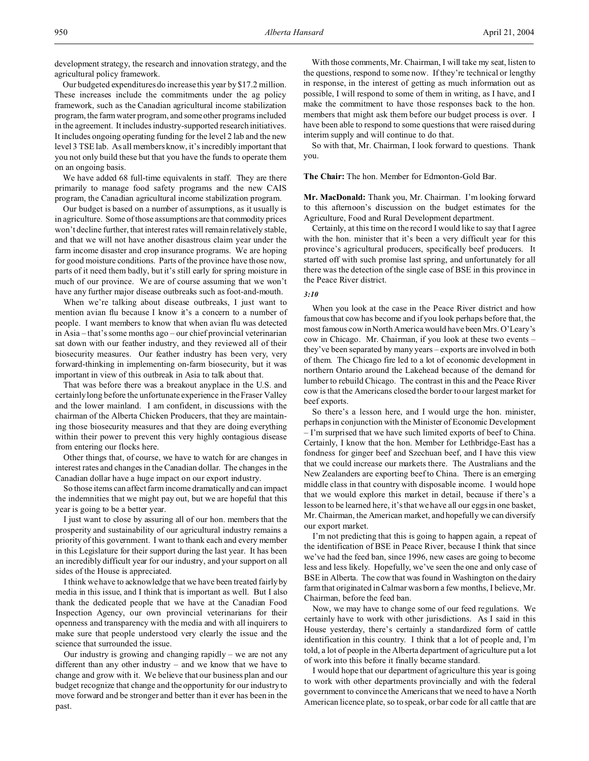development strategy, the research and innovation strategy, and the agricultural policy framework.

Our budgeted expenditures do increase this year by $17.2 million. These increases include the commitments under the ag policy framework, such as the Canadian agricultural income stabilization program, the farm water program, and some other programs included in the agreement. It includes industry-supported research initiatives. It includes ongoing operating funding for the level 2 lab and the new level 3 TSE lab. As all members know, it's incredibly important that you not only build these but that you have the funds to operate them on an ongoing basis.

We have added 68 full-time equivalents in staff. They are there primarily to manage food safety programs and the new CAIS program, the Canadian agricultural income stabilization program.

Our budget is based on a number of assumptions, as it usually is in agriculture. Some of those assumptions are that commodity prices won't decline further, that interest rates will remain relatively stable, and that we will not have another disastrous claim year under the farm income disaster and crop insurance programs. We are hoping for good moisture conditions. Parts of the province have those now, parts of it need them badly, but it's still early for spring moisture in much of our province. We are of course assuming that we won't have any further major disease outbreaks such as foot-and-mouth.

When we're talking about disease outbreaks, I just want to mention avian flu because I know it's a concern to a number of people. I want members to know that when avian flu was detected in Asia – that's some months ago – our chief provincial veterinarian sat down with our feather industry, and they reviewed all of their biosecurity measures. Our feather industry has been very, very forward-thinking in implementing on-farm biosecurity, but it was important in view of this outbreak in Asia to talk about that.

That was before there was a breakout anyplace in the U.S. and certainly long before the unfortunate experience in the Fraser Valley and the lower mainland. I am confident, in discussions with the chairman of the Alberta Chicken Producers, that they are maintaining those biosecurity measures and that they are doing everything within their power to prevent this very highly contagious disease from entering our flocks here.

Other things that, of course, we have to watch for are changes in interest rates and changes in the Canadian dollar. The changes in the Canadian dollar have a huge impact on our export industry.

So those items can affect farm income dramatically and can impact the indemnities that we might pay out, but we are hopeful that this year is going to be a better year.

I just want to close by assuring all of our hon. members that the prosperity and sustainability of our agricultural industry remains a priority of this government. I want to thank each and every member in this Legislature for their support during the last year. It has been an incredibly difficult year for our industry, and your support on all sides of the House is appreciated.

I think we have to acknowledge that we have been treated fairly by media in this issue, and I think that is important as well. But I also thank the dedicated people that we have at the Canadian Food Inspection Agency, our own provincial veterinarians for their openness and transparency with the media and with all inquirers to make sure that people understood very clearly the issue and the science that surrounded the issue.

Our industry is growing and changing rapidly – we are not any different than any other industry – and we know that we have to change and grow with it. We believe that our business plan and our budget recognize that change and the opportunity for our industry to move forward and be stronger and better than it ever has been in the past.

With those comments, Mr. Chairman, I will take my seat, listen to the questions, respond to some now. If they're technical or lengthy in response, in the interest of getting as much information out as possible, I will respond to some of them in writing, as I have, and I make the commitment to have those responses back to the hon. members that might ask them before our budget process is over. I have been able to respond to some questions that were raised during interim supply and will continue to do that.

So with that, Mr. Chairman, I look forward to questions. Thank you.

**The Chair:** The hon. Member for Edmonton-Gold Bar.

**Mr. MacDonald:** Thank you, Mr. Chairman. I'm looking forward to this afternoon's discussion on the budget estimates for the Agriculture, Food and Rural Development department.

Certainly, at this time on the record I would like to say that I agree with the hon. minister that it's been a very difficult year for this province's agricultural producers, specifically beef producers. It started off with such promise last spring, and unfortunately for all there was the detection of the single case of BSE in this province in the Peace River district.

*3:10*

When you look at the case in the Peace River district and how famous that cow has become and if you look perhaps before that, the most famous cow in North America would have been Mrs. O'Leary's cow in Chicago. Mr. Chairman, if you look at these two events – they've been separated by many years – exports are involved in both of them. The Chicago fire led to a lot of economic development in northern Ontario around the Lakehead because of the demand for lumber to rebuild Chicago. The contrast in this and the Peace River cow is that the Americans closed the border to our largest market for beef exports.

So there's a lesson here, and I would urge the hon. minister, perhaps in conjunction with the Minister of Economic Development – I'm surprised that we have such limited exports of beef to China. Certainly, I know that the hon. Member for Lethbridge-East has a fondness for ginger beef and Szechuan beef, and I have this view that we could increase our markets there. The Australians and the New Zealanders are exporting beef to China. There is an emerging middle class in that country with disposable income. I would hope that we would explore this market in detail, because if there's a lesson to be learned here, it's that we have all our eggs in one basket, Mr. Chairman, the American market, and hopefully we can diversify our export market.

I'm not predicting that this is going to happen again, a repeat of the identification of BSE in Peace River, because I think that since we've had the feed ban, since 1996, new cases are going to become less and less likely. Hopefully, we've seen the one and only case of BSE in Alberta. The cow that was found in Washington on the dairy farm that originated in Calmar was born a few months, I believe, Mr. Chairman, before the feed ban.

Now, we may have to change some of our feed regulations. We certainly have to work with other jurisdictions. As I said in this House yesterday, there's certainly a standardized form of cattle identification in this country. I think that a lot of people and, I'm told, a lot of people in the Alberta department of agriculture put a lot of work into this before it finally became standard.

I would hope that our department of agriculture this year is going to work with other departments provincially and with the federal government to convince the Americans that we need to have a North American licence plate, so to speak, or bar code for all cattle that are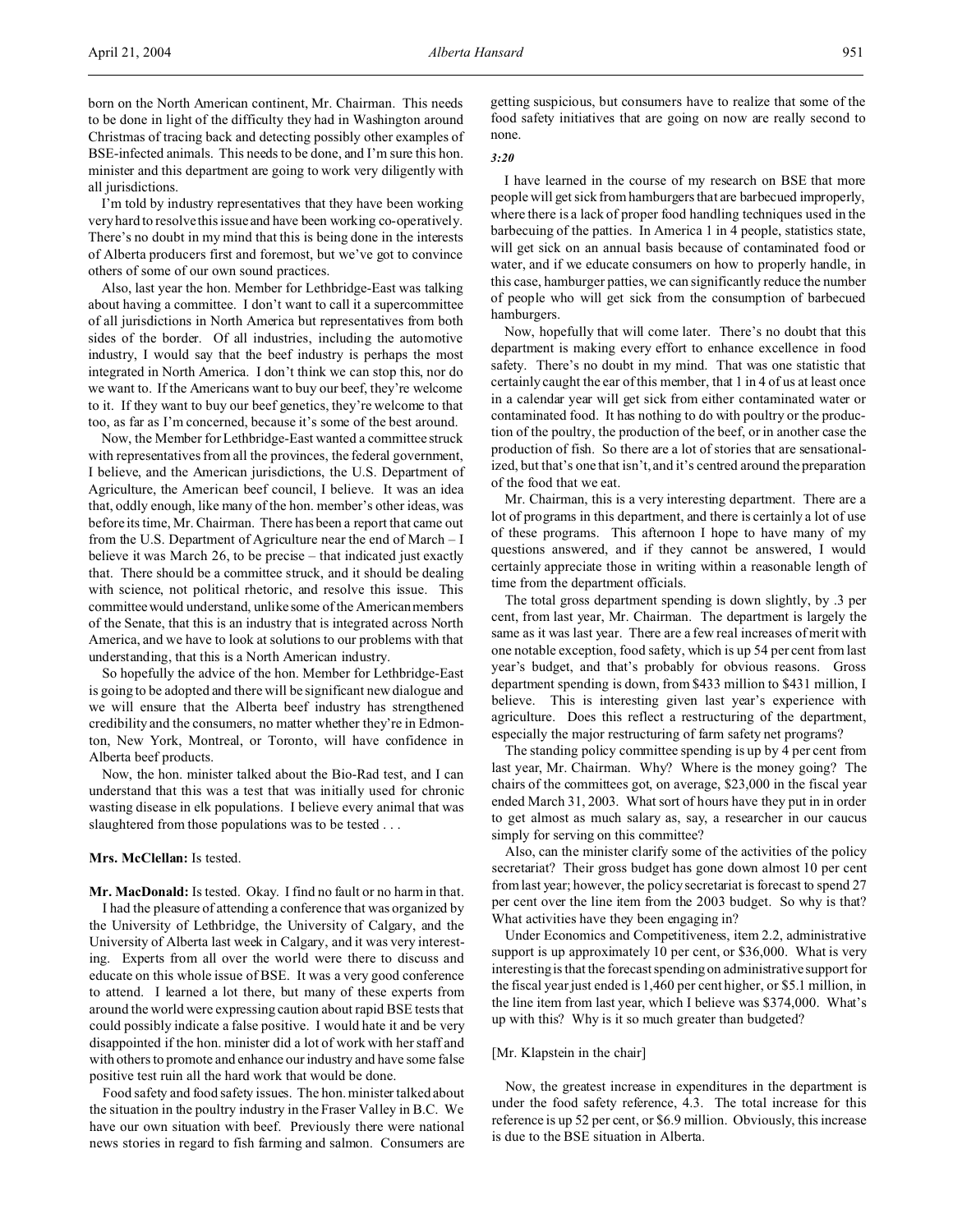born on the North American continent, Mr. Chairman. This needs to be done in light of the difficulty they had in Washington around Christmas of tracing back and detecting possibly other examples of BSE-infected animals. This needs to be done, and I'm sure this hon. minister and this department are going to work very diligently with all jurisdictions.

I'm told by industry representatives that they have been working very hard to resolve this issue and have been working co-operatively. There's no doubt in my mind that this is being done in the interests of Alberta producers first and foremost, but we've got to convince others of some of our own sound practices.

Also, last year the hon. Member for Lethbridge-East was talking about having a committee. I don't want to call it a supercommittee of all jurisdictions in North America but representatives from both sides of the border. Of all industries, including the automotive industry, I would say that the beef industry is perhaps the most integrated in North America. I don't think we can stop this, nor do we want to. If the Americans want to buy our beef, they're welcome to it. If they want to buy our beef genetics, they're welcome to that too, as far as I'm concerned, because it's some of the best around.

Now, the Member for Lethbridge-East wanted a committee struck with representatives from all the provinces, the federal government, I believe, and the American jurisdictions, the U.S. Department of Agriculture, the American beef council, I believe. It was an idea that, oddly enough, like many of the hon. member's other ideas, was before its time, Mr. Chairman. There has been a report that came out from the U.S. Department of Agriculture near the end of March – I believe it was March 26, to be precise – that indicated just exactly that. There should be a committee struck, and it should be dealing with science, not political rhetoric, and resolve this issue. This committee would understand, unlike some of the American members of the Senate, that this is an industry that is integrated across North America, and we have to look at solutions to our problems with that understanding, that this is a North American industry.

So hopefully the advice of the hon. Member for Lethbridge-East is going to be adopted and there will be significant new dialogue and we will ensure that the Alberta beef industry has strengthened credibility and the consumers, no matter whether they're in Edmonton, New York, Montreal, or Toronto, will have confidence in Alberta beef products.

Now, the hon. minister talked about the Bio-Rad test, and I can understand that this was a test that was initially used for chronic wasting disease in elk populations. I believe every animal that was slaughtered from those populations was to be tested . . .

**Mrs. McClellan:** Is tested.

**Mr. MacDonald:** Is tested. Okay. I find no fault or no harm in that.

I had the pleasure of attending a conference that was organized by the University of Lethbridge, the University of Calgary, and the University of Alberta last week in Calgary, and it was very interesting. Experts from all over the world were there to discuss and educate on this whole issue of BSE. It was a very good conference to attend. I learned a lot there, but many of these experts from around the world were expressing caution about rapid BSE tests that could possibly indicate a false positive. I would hate it and be very disappointed if the hon. minister did a lot of work with her staff and with others to promote and enhance our industry and have some false positive test ruin all the hard work that would be done.

Food safety and food safety issues. The hon. minister talked about the situation in the poultry industry in the Fraser Valley in B.C. We have our own situation with beef. Previously there were national news stories in regard to fish farming and salmon. Consumers are getting suspicious, but consumers have to realize that some of the food safety initiatives that are going on now are really second to none.

*3:20*

I have learned in the course of my research on BSE that more people will get sick from hamburgers that are barbecued improperly, where there is a lack of proper food handling techniques used in the barbecuing of the patties. In America 1 in 4 people, statistics state, will get sick on an annual basis because of contaminated food or water, and if we educate consumers on how to properly handle, in this case, hamburger patties, we can significantly reduce the number of people who will get sick from the consumption of barbecued hamburgers.

Now, hopefully that will come later. There's no doubt that this department is making every effort to enhance excellence in food safety. There's no doubt in my mind. That was one statistic that certainly caught the ear of this member, that 1 in 4 of us at least once in a calendar year will get sick from either contaminated water or contaminated food. It has nothing to do with poultry or the production of the poultry, the production of the beef, or in another case the production of fish. So there are a lot of stories that are sensationalized, but that's one that isn't, and it's centred around the preparation of the food that we eat.

Mr. Chairman, this is a very interesting department. There are a lot of programs in this department, and there is certainly a lot of use of these programs. This afternoon I hope to have many of my questions answered, and if they cannot be answered, I would certainly appreciate those in writing within a reasonable length of time from the department officials.

The total gross department spending is down slightly, by .3 per cent, from last year, Mr. Chairman. The department is largely the same as it was last year. There are a few real increases of merit with one notable exception, food safety, which is up 54 per cent from last year's budget, and that's probably for obvious reasons. Gross department spending is down, from $433 million to $431 million, I believe. This is interesting given last year's experience with agriculture. Does this reflect a restructuring of the department, especially the major restructuring of farm safety net programs?

The standing policy committee spending is up by 4 per cent from last year, Mr. Chairman. Why? Where is the money going? The chairs of the committees got, on average, $23,000 in the fiscal year ended March 31, 2003. What sort of hours have they put in in order to get almost as much salary as, say, a researcher in our caucus simply for serving on this committee?

Also, can the minister clarify some of the activities of the policy secretariat? Their gross budget has gone down almost 10 per cent from last year; however, the policy secretariat is forecast to spend 27 per cent over the line item from the 2003 budget. So why is that? What activities have they been engaging in?

Under Economics and Competitiveness, item 2.2, administrative support is up approximately 10 per cent, or $36,000. What is very interesting is that the forecast spending on administrative support for the fiscal year just ended is 1,460 per cent higher, or $5.1 million, in the line item from last year, which I believe was $374,000. What's up with this? Why is it so much greater than budgeted?

[Mr. Klapstein in the chair]

Now, the greatest increase in expenditures in the department is under the food safety reference, 4.3. The total increase for this reference is up 52 per cent, or $6.9 million. Obviously, this increase is due to the BSE situation in Alberta.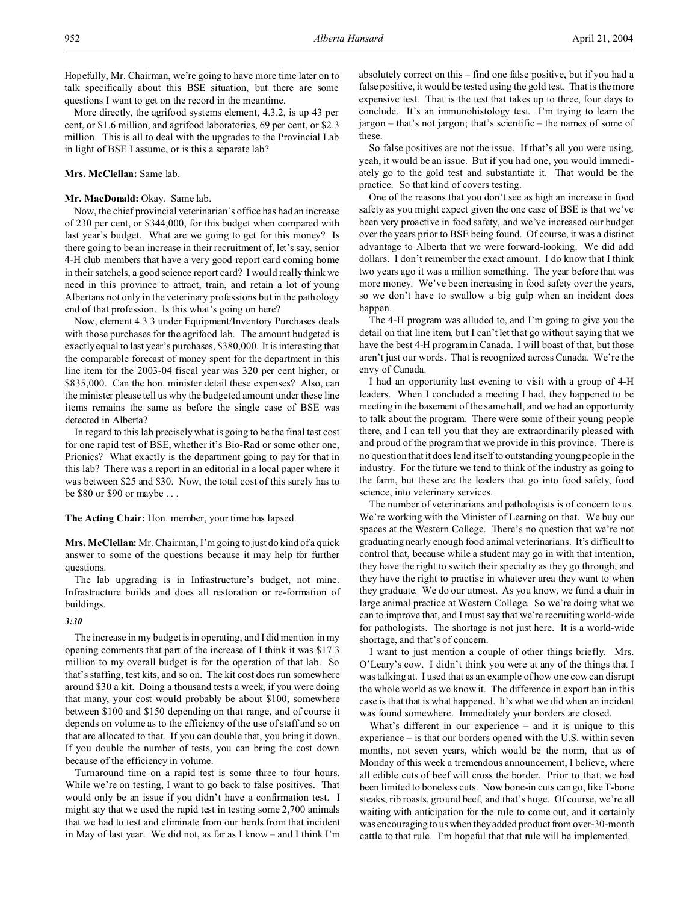Hopefully, Mr. Chairman, we're going to have more time later on to talk specifically about this BSE situation, but there are some questions I want to get on the record in the meantime.

More directly, the agrifood systems element, 4.3.2, is up 43 per cent, or $1.6 million, and agrifood laboratories, 69 per cent, or $2.3 million. This is all to deal with the upgrades to the Provincial Lab in light of BSE I assume, or is this a separate lab?

**Mrs. McClellan:** Same lab.

**Mr. MacDonald:** Okay. Same lab.

Now, the chief provincial veterinarian's office has had an increase of 230 per cent, or $344,000, for this budget when compared with last year's budget. What are we going to get for this money? Is there going to be an increase in their recruitment of, let's say, senior 4-H club members that have a very good report card coming home in their satchels, a good science report card? I would really think we need in this province to attract, train, and retain a lot of young Albertans not only in the veterinary professions but in the pathology end of that profession. Is this what's going on here?

Now, element 4.3.3 under Equipment/Inventory Purchases deals with those purchases for the agrifood lab. The amount budgeted is exactly equal to last year's purchases, $380,000. It is interesting that the comparable forecast of money spent for the department in this line item for the 2003-04 fiscal year was 320 per cent higher, or $835,000. Can the hon. minister detail these expenses? Also, can the minister please tell us why the budgeted amount under these line items remains the same as before the single case of BSE was detected in Alberta?

In regard to this lab precisely what is going to be the final test cost for one rapid test of BSE, whether it's Bio-Rad or some other one, Prionics? What exactly is the department going to pay for that in this lab? There was a report in an editorial in a local paper where it was between $25 and $30. Now, the total cost of this surely has to be $80 or $90 or maybe . . .

**The Acting Chair:** Hon. member, your time has lapsed.

**Mrs. McClellan:** Mr. Chairman, I'm going to just do kind of a quick answer to some of the questions because it may help for further questions.

The lab upgrading is in Infrastructure's budget, not mine. Infrastructure builds and does all restoration or re-formation of buildings.

*3:30*

The increase in my budget is in operating, and I did mention in my opening comments that part of the increase of I think it was $17.3 million to my overall budget is for the operation of that lab. So that's staffing, test kits, and so on. The kit cost does run somewhere around $30 a kit. Doing a thousand tests a week, if you were doing that many, your cost would probably be about $100, somewhere between $100 and $150 depending on that range, and of course it depends on volume as to the efficiency of the use of staff and so on that are allocated to that. If you can double that, you bring it down. If you double the number of tests, you can bring the cost down because of the efficiency in volume.

Turnaround time on a rapid test is some three to four hours. While we're on testing, I want to go back to false positives. That would only be an issue if you didn't have a confirmation test. I might say that we used the rapid test in testing some 2,700 animals that we had to test and eliminate from our herds from that incident in May of last year. We did not, as far as I know – and I think I'm absolutely correct on this – find one false positive, but if you had a false positive, it would be tested using the gold test. That is the more expensive test. That is the test that takes up to three, four days to conclude. It's an immunohistology test. I'm trying to learn the jargon – that's not jargon; that's scientific – the names of some of these.

So false positives are not the issue. If that's all you were using, yeah, it would be an issue. But if you had one, you would immediately go to the gold test and substantiate it. That would be the practice. So that kind of covers testing.

One of the reasons that you don't see as high an increase in food safety as you might expect given the one case of BSE is that we've been very proactive in food safety, and we've increased our budget over the years prior to BSE being found. Of course, it was a distinct advantage to Alberta that we were forward-looking. We did add dollars. I don't remember the exact amount. I do know that I think two years ago it was a million something. The year before that was more money. We've been increasing in food safety over the years, so we don't have to swallow a big gulp when an incident does happen.

The 4-H program was alluded to, and I'm going to give you the detail on that line item, but I can't let that go without saying that we have the best 4-H program in Canada. I will boast of that, but those aren't just our words. That is recognized across Canada. We're the envy of Canada.

I had an opportunity last evening to visit with a group of 4-H leaders. When I concluded a meeting I had, they happened to be meeting in the basement of the same hall, and we had an opportunity to talk about the program. There were some of their young people there, and I can tell you that they are extraordinarily pleased with and proud of the program that we provide in this province. There is no question that it does lend itself to outstanding young people in the industry. For the future we tend to think of the industry as going to the farm, but these are the leaders that go into food safety, food science, into veterinary services.

The number of veterinarians and pathologists is of concern to us. We're working with the Minister of Learning on that. We buy our spaces at the Western College. There's no question that we're not graduating nearly enough food animal veterinarians. It's difficult to control that, because while a student may go in with that intention, they have the right to switch their specialty as they go through, and they have the right to practise in whatever area they want to when they graduate. We do our utmost. As you know, we fund a chair in large animal practice at Western College. So we're doing what we can to improve that, and I must say that we're recruiting world-wide for pathologists. The shortage is not just here. It is a world-wide shortage, and that's of concern.

I want to just mention a couple of other things briefly. Mrs. O'Leary's cow. I didn't think you were at any of the things that I was talking at. I used that as an example of how one cow can disrupt the whole world as we know it. The difference in export ban in this case is that that is what happened. It's what we did when an incident was found somewhere. Immediately your borders are closed.

What's different in our experience – and it is unique to this experience – is that our borders opened with the U.S. within seven months, not seven years, which would be the norm, that as of Monday of this week a tremendous announcement, I believe, where all edible cuts of beef will cross the border. Prior to that, we had been limited to boneless cuts. Now bone-in cuts can go, like T-bone steaks, rib roasts, ground beef, and that's huge. Of course, we're all waiting with anticipation for the rule to come out, and it certainly was encouraging to us when they added product from over-30-month cattle to that rule. I'm hopeful that that rule will be implemented.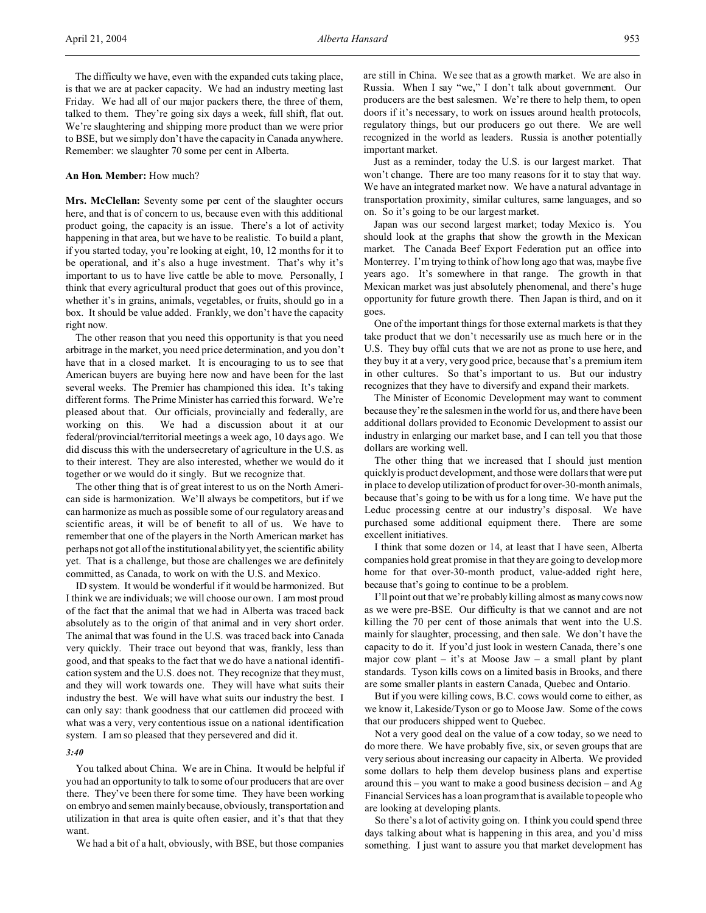The difficulty we have, even with the expanded cuts taking place, is that we are at packer capacity. We had an industry meeting last Friday. We had all of our major packers there, the three of them, talked to them. They're going six days a week, full shift, flat out. We're slaughtering and shipping more product than we were prior to BSE, but we simply don't have the capacity in Canada anywhere. Remember: we slaughter 70 some per cent in Alberta.

**An Hon. Member:** How much?

**Mrs. McClellan:** Seventy some per cent of the slaughter occurs here, and that is of concern to us, because even with this additional product going, the capacity is an issue. There's a lot of activity happening in that area, but we have to be realistic. To build a plant, if you started today, you're looking at eight, 10, 12 months for it to be operational, and it's also a huge investment. That's why it's important to us to have live cattle be able to move. Personally, I think that every agricultural product that goes out of this province, whether it's in grains, animals, vegetables, or fruits, should go in a box. It should be value added. Frankly, we don't have the capacity right now.

The other reason that you need this opportunity is that you need arbitrage in the market, you need price determination, and you don't have that in a closed market. It is encouraging to us to see that American buyers are buying here now and have been for the last several weeks. The Premier has championed this idea. It's taking different forms. The Prime Minister has carried this forward. We're pleased about that. Our officials, provincially and federally, are working on this. We had a discussion about it at our federal/provincial/territorial meetings a week ago, 10 days ago. We did discuss this with the undersecretary of agriculture in the U.S. as to their interest. They are also interested, whether we would do it together or we would do it singly. But we recognize that.

The other thing that is of great interest to us on the North American side is harmonization. We'll always be competitors, but if we can harmonize as much as possible some of our regulatory areas and scientific areas, it will be of benefit to all of us. We have to remember that one of the players in the North American market has perhaps not got all of the institutional ability yet, the scientific ability yet. That is a challenge, but those are challenges we are definitely committed, as Canada, to work on with the U.S. and Mexico.

ID system. It would be wonderful if it would be harmonized. But I think we are individuals; we will choose our own. I am most proud of the fact that the animal that we had in Alberta was traced back absolutely as to the origin of that animal and in very short order. The animal that was found in the U.S. was traced back into Canada very quickly. Their trace out beyond that was, frankly, less than good, and that speaks to the fact that we do have a national identification system and the U.S. does not. They recognize that they must, and they will work towards one. They will have what suits their industry the best. We will have what suits our industry the best. I can only say: thank goodness that our cattlemen did proceed with what was a very, very contentious issue on a national identification system. I am so pleased that they persevered and did it.

*3:40*

You talked about China. We are in China. It would be helpful if you had an opportunity to talk to some of our producers that are over there. They've been there for some time. They have been working on embryo and semen mainly because, obviously, transportation and utilization in that area is quite often easier, and it's that that they want.

We had a bit of a halt, obviously, with BSE, but those companies are still in China. We see that as a growth market. We are also in Russia. When I say "we," I don't talk about government. Our producers are the best salesmen. We're there to help them, to open doors if it's necessary, to work on issues around health protocols, regulatory things, but our producers go out there. We are well recognized in the world as leaders. Russia is another potentially important market.

Just as a reminder, today the U.S. is our largest market. That won't change. There are too many reasons for it to stay that way. We have an integrated market now. We have a natural advantage in transportation proximity, similar cultures, same languages, and so on. So it's going to be our largest market.

Japan was our second largest market; today Mexico is. You should look at the graphs that show the growth in the Mexican market. The Canada Beef Export Federation put an office into Monterrey. I'm trying to think of how long ago that was, maybe five years ago. It's somewhere in that range. The growth in that Mexican market was just absolutely phenomenal, and there's huge opportunity for future growth there. Then Japan is third, and on it goes.

One of the important things for those external markets is that they take product that we don't necessarily use as much here or in the U.S. They buy offal cuts that we are not as prone to use here, and they buy it at a very, very good price, because that's a premium item in other cultures. So that's important to us. But our industry recognizes that they have to diversify and expand their markets.

The Minister of Economic Development may want to comment because they're the salesmen in the world for us, and there have been additional dollars provided to Economic Development to assist our industry in enlarging our market base, and I can tell you that those dollars are working well.

The other thing that we increased that I should just mention quickly is product development, and those were dollars that were put in place to develop utilization of product for over-30-month animals, because that's going to be with us for a long time. We have put the Leduc processing centre at our industry's disposal. We have purchased some additional equipment there. There are some excellent initiatives.

I think that some dozen or 14, at least that I have seen, Alberta companies hold great promise in that they are going to develop more home for that over-30-month product, value-added right here, because that's going to continue to be a problem.

I'll point out that we're probably killing almost as many cows now as we were pre-BSE. Our difficulty is that we cannot and are not killing the 70 per cent of those animals that went into the U.S. mainly for slaughter, processing, and then sale. We don't have the capacity to do it. If you'd just look in western Canada, there's one major cow plant – it's at Moose Jaw – a small plant by plant standards. Tyson kills cows on a limited basis in Brooks, and there are some smaller plants in eastern Canada, Quebec and Ontario.

But if you were killing cows, B.C. cows would come to either, as we know it, Lakeside/Tyson or go to Moose Jaw. Some of the cows that our producers shipped went to Quebec.

Not a very good deal on the value of a cow today, so we need to do more there. We have probably five, six, or seven groups that are very serious about increasing our capacity in Alberta. We provided some dollars to help them develop business plans and expertise around this – you want to make a good business decision – and Ag Financial Services has a loan program that is available to people who are looking at developing plants.

So there's a lot of activity going on. I think you could spend three days talking about what is happening in this area, and you'd miss something. I just want to assure you that market development has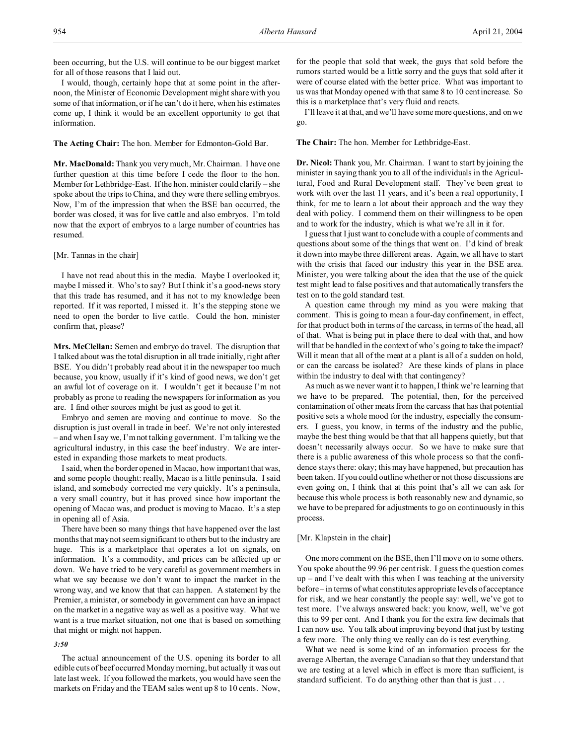been occurring, but the U.S. will continue to be our biggest market for all of those reasons that I laid out.

I would, though, certainly hope that at some point in the afternoon, the Minister of Economic Development might share with you some of that information, or if he can't do it here, when his estimates come up, I think it would be an excellent opportunity to get that information.

**The Acting Chair:** The hon. Member for Edmonton-Gold Bar.

**Mr. MacDonald:** Thank you very much, Mr. Chairman. I have one further question at this time before I cede the floor to the hon. Member for Lethbridge-East. If the hon. minister could clarify – she spoke about the trips to China, and they were there selling embryos. Now, I'm of the impression that when the BSE ban occurred, the border was closed, it was for live cattle and also embryos. I'm told now that the export of embryos to a large number of countries has resumed.

[Mr. Tannas in the chair]

I have not read about this in the media. Maybe I overlooked it; maybe I missed it. Who's to say? But I think it's a good-news story that this trade has resumed, and it has not to my knowledge been reported. If it was reported, I missed it. It's the stepping stone we need to open the border to live cattle. Could the hon. minister confirm that, please?

**Mrs. McClellan:** Semen and embryo do travel. The disruption that I talked about was the total disruption in all trade initially, right after BSE. You didn't probably read about it in the newspaper too much because, you know, usually if it's kind of good news, we don't get an awful lot of coverage on it. I wouldn't get it because I'm not probably as prone to reading the newspapers for information as you are. I find other sources might be just as good to get it.

Embryo and semen are moving and continue to move. So the disruption is just overall in trade in beef. We're not only interested – and when I say we, I'm not talking government. I'm talking we the agricultural industry, in this case the beef industry. We are interested in expanding those markets to meat products.

I said, when the border opened in Macao, how important that was, and some people thought: really, Macao is a little peninsula. I said island, and somebody corrected me very quickly. It's a peninsula, a very small country, but it has proved since how important the opening of Macao was, and product is moving to Macao. It's a step in opening all of Asia.

There have been so many things that have happened over the last months that may not seem significant to others but to the industry are huge. This is a marketplace that operates a lot on signals, on information. It's a commodity, and prices can be affected up or down. We have tried to be very careful as government members in what we say because we don't want to impact the market in the wrong way, and we know that that can happen. A statement by the Premier, a minister, or somebody in government can have an impact on the market in a negative way as well as a positive way. What we want is a true market situation, not one that is based on something that might or might not happen.

*3:50*

The actual announcement of the U.S. opening its border to all edible cuts of beef occurred Monday morning, but actually it was out late last week. If you followed the markets, you would have seen the markets on Friday and the TEAM sales went up 8 to 10 cents. Now, for the people that sold that week, the guys that sold before the rumors started would be a little sorry and the guys that sold after it were of course elated with the better price. What was important to us was that Monday opened with that same 8 to 10 cent increase. So this is a marketplace that's very fluid and reacts.

I'll leave it at that, and we'll have some more questions, and on we go.

**The Chair:** The hon. Member for Lethbridge-East.

**Dr. Nicol:** Thank you, Mr. Chairman. I want to start by joining the minister in saying thank you to all of the individuals in the Agricultural, Food and Rural Development staff. They've been great to work with over the last 11 years, and it's been a real opportunity, I think, for me to learn a lot about their approach and the way they deal with policy. I commend them on their willingness to be open and to work for the industry, which is what we're all in it for.

I guess that I just want to conclude with a couple of comments and questions about some of the things that went on. I'd kind of break it down into maybe three different areas. Again, we all have to start with the crisis that faced our industry this year in the BSE area. Minister, you were talking about the idea that the use of the quick test might lead to false positives and that automatically transfers the test on to the gold standard test.

A question came through my mind as you were making that comment. This is going to mean a four-day confinement, in effect, for that product both in terms of the carcass, in terms of the head, all of that. What is being put in place there to deal with that, and how will that be handled in the context of who's going to take the impact? Will it mean that all of the meat at a plant is all of a sudden on hold, or can the carcass be isolated? Are these kinds of plans in place within the industry to deal with that contingency?

As much as we never want it to happen, I think we're learning that we have to be prepared. The potential, then, for the perceived contamination of other meats from the carcass that has that potential positive sets a whole mood for the industry, especially the consumers. I guess, you know, in terms of the industry and the public, maybe the best thing would be that that all happens quietly, but that doesn't necessarily always occur. So we have to make sure that there is a public awareness of this whole process so that the confidence stays there: okay; this may have happened, but precaution has been taken. If you could outline whether or not those discussions are even going on, I think that at this point that's all we can ask for because this whole process is both reasonably new and dynamic, so we have to be prepared for adjustments to go on continuously in this process.

[Mr. Klapstein in the chair]

One more comment on the BSE, then I'll move on to some others. You spoke about the 99.96 per cent risk. I guess the question comes up – and I've dealt with this when I was teaching at the university before – in terms of what constitutes appropriate levels of acceptance for risk, and we hear constantly the people say: well, we've got to test more. I've always answered back: you know, well, we've got this to 99 per cent. And I thank you for the extra few decimals that I can now use. You talk about improving beyond that just by testing a few more. The only thing we really can do is test everything.

What we need is some kind of an information process for the average Albertan, the average Canadian so that they understand that we are testing at a level which in effect is more than sufficient, is standard sufficient. To do anything other than that is just . . .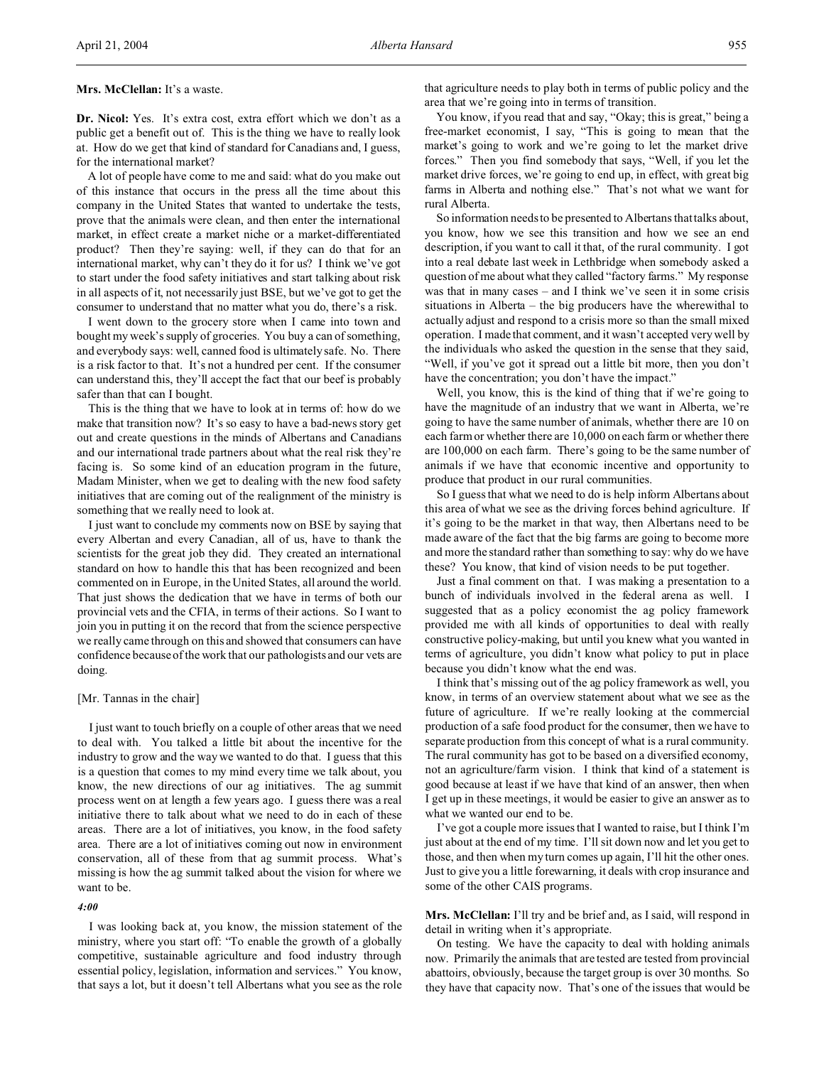**Mrs. McClellan:** It's a waste.

**Dr. Nicol:** Yes. It's extra cost, extra effort which we don't as a public get a benefit out of. This is the thing we have to really look at. How do we get that kind of standard for Canadians and, I guess, for the international market?

A lot of people have come to me and said: what do you make out of this instance that occurs in the press all the time about this company in the United States that wanted to undertake the tests, prove that the animals were clean, and then enter the international market, in effect create a market niche or a market-differentiated product? Then they're saying: well, if they can do that for an international market, why can't they do it for us? I think we've got to start under the food safety initiatives and start talking about risk in all aspects of it, not necessarily just BSE, but we've got to get the consumer to understand that no matter what you do, there's a risk.

I went down to the grocery store when I came into town and bought my week's supply of groceries. You buy a can of something, and everybody says: well, canned food is ultimately safe. No. There is a risk factor to that. It's not a hundred per cent. If the consumer can understand this, they'll accept the fact that our beef is probably safer than that can I bought.

This is the thing that we have to look at in terms of: how do we make that transition now? It's so easy to have a bad-news story get out and create questions in the minds of Albertans and Canadians and our international trade partners about what the real risk they're facing is. So some kind of an education program in the future, Madam Minister, when we get to dealing with the new food safety initiatives that are coming out of the realignment of the ministry is something that we really need to look at.

I just want to conclude my comments now on BSE by saying that every Albertan and every Canadian, all of us, have to thank the scientists for the great job they did. They created an international standard on how to handle this that has been recognized and been commented on in Europe, in the United States, all around the world. That just shows the dedication that we have in terms of both our provincial vets and the CFIA, in terms of their actions. So I want to join you in putting it on the record that from the science perspective we really came through on this and showed that consumers can have confidence because of the work that our pathologists and our vets are doing.

[Mr. Tannas in the chair]

I just want to touch briefly on a couple of other areas that we need to deal with. You talked a little bit about the incentive for the industry to grow and the way we wanted to do that. I guess that this is a question that comes to my mind every time we talk about, you know, the new directions of our ag initiatives. The ag summit process went on at length a few years ago. I guess there was a real initiative there to talk about what we need to do in each of these areas. There are a lot of initiatives, you know, in the food safety area. There are a lot of initiatives coming out now in environment conservation, all of these from that ag summit process. What's missing is how the ag summit talked about the vision for where we want to be.

*4:00*

I was looking back at, you know, the mission statement of the ministry, where you start off: "To enable the growth of a globally competitive, sustainable agriculture and food industry through essential policy, legislation, information and services." You know, that says a lot, but it doesn't tell Albertans what you see as the role that agriculture needs to play both in terms of public policy and the area that we're going into in terms of transition.

You know, if you read that and say, "Okay; this is great," being a free-market economist, I say, "This is going to mean that the market's going to work and we're going to let the market drive forces." Then you find somebody that says, "Well, if you let the market drive forces, we're going to end up, in effect, with great big farms in Alberta and nothing else." That's not what we want for rural Alberta.

So information needs to be presented to Albertans that talks about, you know, how we see this transition and how we see an end description, if you want to call it that, of the rural community. I got into a real debate last week in Lethbridge when somebody asked a question of me about what they called "factory farms." My response was that in many cases – and I think we've seen it in some crisis situations in Alberta – the big producers have the wherewithal to actually adjust and respond to a crisis more so than the small mixed operation. I made that comment, and it wasn't accepted very well by the individuals who asked the question in the sense that they said, "Well, if you've got it spread out a little bit more, then you don't have the concentration; you don't have the impact."

Well, you know, this is the kind of thing that if we're going to have the magnitude of an industry that we want in Alberta, we're going to have the same number of animals, whether there are 10 on each farm or whether there are 10,000 on each farm or whether there are 100,000 on each farm. There's going to be the same number of animals if we have that economic incentive and opportunity to produce that product in our rural communities.

So I guess that what we need to do is help inform Albertans about this area of what we see as the driving forces behind agriculture. If it's going to be the market in that way, then Albertans need to be made aware of the fact that the big farms are going to become more and more the standard rather than something to say: why do we have these? You know, that kind of vision needs to be put together.

Just a final comment on that. I was making a presentation to a bunch of individuals involved in the federal arena as well. I suggested that as a policy economist the ag policy framework provided me with all kinds of opportunities to deal with really constructive policy-making, but until you knew what you wanted in terms of agriculture, you didn't know what policy to put in place because you didn't know what the end was.

I think that's missing out of the ag policy framework as well, you know, in terms of an overview statement about what we see as the future of agriculture. If we're really looking at the commercial production of a safe food product for the consumer, then we have to separate production from this concept of what is a rural community. The rural community has got to be based on a diversified economy, not an agriculture/farm vision. I think that kind of a statement is good because at least if we have that kind of an answer, then when I get up in these meetings, it would be easier to give an answer as to what we wanted our end to be.

I've got a couple more issues that I wanted to raise, but I think I'm just about at the end of my time. I'll sit down now and let you get to those, and then when my turn comes up again, I'll hit the other ones. Just to give you a little forewarning, it deals with crop insurance and some of the other CAIS programs.

**Mrs. McClellan:** I'll try and be brief and, as I said, will respond in detail in writing when it's appropriate.

On testing. We have the capacity to deal with holding animals now. Primarily the animals that are tested are tested from provincial abattoirs, obviously, because the target group is over 30 months. So they have that capacity now. That's one of the issues that would be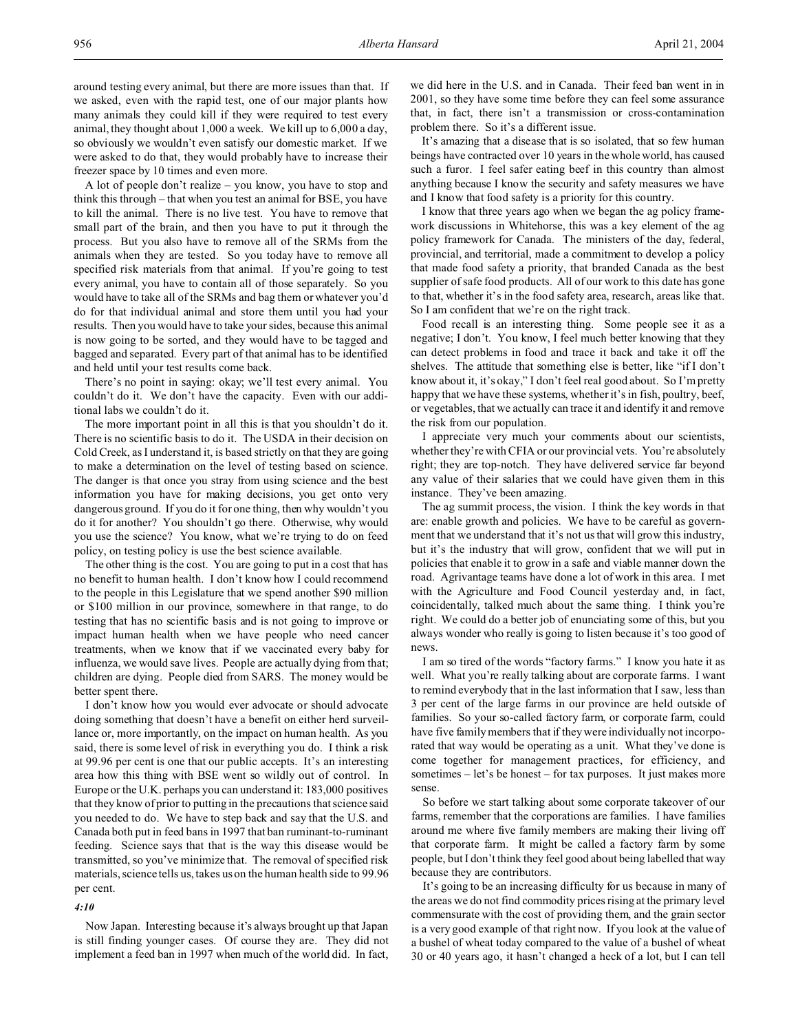around testing every animal, but there are more issues than that. If we asked, even with the rapid test, one of our major plants how many animals they could kill if they were required to test every animal, they thought about 1,000 a week. We kill up to 6,000 a day, so obviously we wouldn't even satisfy our domestic market. If we were asked to do that, they would probably have to increase their freezer space by 10 times and even more.

A lot of people don't realize – you know, you have to stop and think this through – that when you test an animal for BSE, you have to kill the animal. There is no live test. You have to remove that small part of the brain, and then you have to put it through the process. But you also have to remove all of the SRMs from the animals when they are tested. So you today have to remove all specified risk materials from that animal. If you're going to test every animal, you have to contain all of those separately. So you would have to take all of the SRMs and bag them or whatever you'd do for that individual animal and store them until you had your results. Then you would have to take your sides, because this animal is now going to be sorted, and they would have to be tagged and bagged and separated. Every part of that animal has to be identified and held until your test results come back.

There's no point in saying: okay; we'll test every animal. You couldn't do it. We don't have the capacity. Even with our additional labs we couldn't do it.

The more important point in all this is that you shouldn't do it. There is no scientific basis to do it. The USDA in their decision on Cold Creek, as I understand it, is based strictly on that they are going to make a determination on the level of testing based on science. The danger is that once you stray from using science and the best information you have for making decisions, you get onto very dangerous ground. If you do it for one thing, then why wouldn't you do it for another? You shouldn't go there. Otherwise, why would you use the science? You know, what we're trying to do on feed policy, on testing policy is use the best science available.

The other thing is the cost. You are going to put in a cost that has no benefit to human health. I don't know how I could recommend to the people in this Legislature that we spend another $90 million or $100 million in our province, somewhere in that range, to do testing that has no scientific basis and is not going to improve or impact human health when we have people who need cancer treatments, when we know that if we vaccinated every baby for influenza, we would save lives. People are actually dying from that; children are dying. People died from SARS. The money would be better spent there.

I don't know how you would ever advocate or should advocate doing something that doesn't have a benefit on either herd surveillance or, more importantly, on the impact on human health. As you said, there is some level of risk in everything you do. I think a risk at 99.96 per cent is one that our public accepts. It's an interesting area how this thing with BSE went so wildly out of control. In Europe or the U.K. perhaps you can understand it: 183,000 positives that they know of prior to putting in the precautions that science said you needed to do. We have to step back and say that the U.S. and Canada both put in feed bans in 1997 that ban ruminant-to-ruminant feeding. Science says that that is the way this disease would be transmitted, so you've minimize that. The removal of specified risk materials, science tells us, takes us on the human health side to 99.96 per cent.

*4:10*

Now Japan. Interesting because it's always brought up that Japan is still finding younger cases. Of course they are. They did not implement a feed ban in 1997 when much of the world did. In fact, we did here in the U.S. and in Canada. Their feed ban went in in 2001, so they have some time before they can feel some assurance that, in fact, there isn't a transmission or cross-contamination problem there. So it's a different issue.

It's amazing that a disease that is so isolated, that so few human beings have contracted over 10 years in the whole world, has caused such a furor. I feel safer eating beef in this country than almost anything because I know the security and safety measures we have and I know that food safety is a priority for this country.

I know that three years ago when we began the ag policy framework discussions in Whitehorse, this was a key element of the ag policy framework for Canada. The ministers of the day, federal, provincial, and territorial, made a commitment to develop a policy that made food safety a priority, that branded Canada as the best supplier of safe food products. All of our work to this date has gone to that, whether it's in the food safety area, research, areas like that. So I am confident that we're on the right track.

Food recall is an interesting thing. Some people see it as a negative; I don't. You know, I feel much better knowing that they can detect problems in food and trace it back and take it off the shelves. The attitude that something else is better, like "if I don't know about it, it's okay," I don't feel real good about. So I'm pretty happy that we have these systems, whether it's in fish, poultry, beef, or vegetables, that we actually can trace it and identify it and remove the risk from our population.

I appreciate very much your comments about our scientists, whether they're with CFIA or our provincial vets. You're absolutely right; they are top-notch. They have delivered service far beyond any value of their salaries that we could have given them in this instance. They've been amazing.

The ag summit process, the vision. I think the key words in that are: enable growth and policies. We have to be careful as government that we understand that it's not us that will grow this industry, but it's the industry that will grow, confident that we will put in policies that enable it to grow in a safe and viable manner down the road. Agrivantage teams have done a lot of work in this area. I met with the Agriculture and Food Council yesterday and, in fact, coincidentally, talked much about the same thing. I think you're right. We could do a better job of enunciating some of this, but you always wonder who really is going to listen because it's too good of news.

I am so tired of the words "factory farms." I know you hate it as well. What you're really talking about are corporate farms. I want to remind everybody that in the last information that I saw, less than 3 per cent of the large farms in our province are held outside of families. So your so-called factory farm, or corporate farm, could have five family members that if they were individually not incorporated that way would be operating as a unit. What they've done is come together for management practices, for efficiency, and sometimes – let's be honest – for tax purposes. It just makes more sense.

So before we start talking about some corporate takeover of our farms, remember that the corporations are families. I have families around me where five family members are making their living off that corporate farm. It might be called a factory farm by some people, but I don't think they feel good about being labelled that way because they are contributors.

It's going to be an increasing difficulty for us because in many of the areas we do not find commodity prices rising at the primary level commensurate with the cost of providing them, and the grain sector is a very good example of that right now. If you look at the value of a bushel of wheat today compared to the value of a bushel of wheat 30 or 40 years ago, it hasn't changed a heck of a lot, but I can tell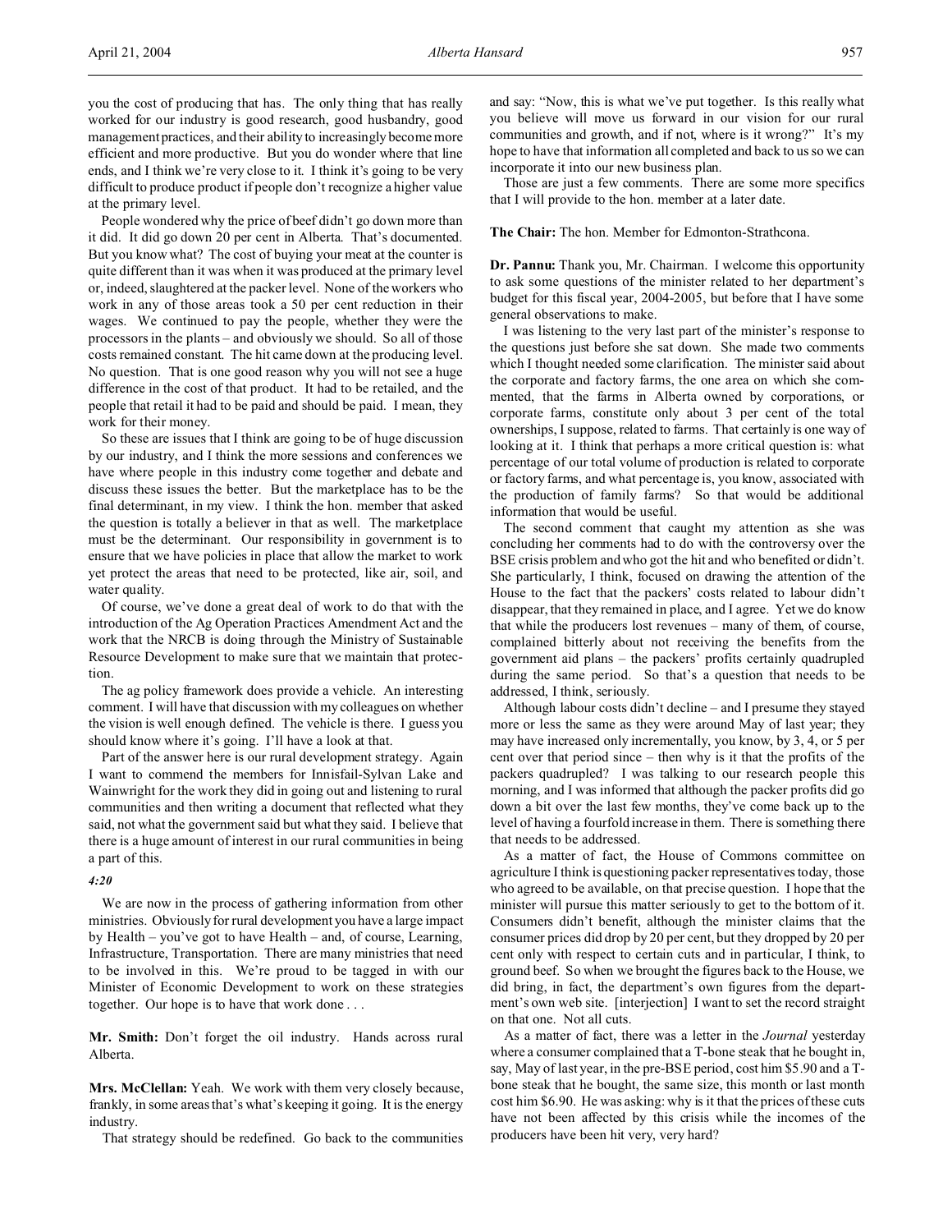you the cost of producing that has. The only thing that has really worked for our industry is good research, good husbandry, good management practices, and their ability to increasingly become more efficient and more productive. But you do wonder where that line ends, and I think we're very close to it. I think it's going to be very difficult to produce product if people don't recognize a higher value at the primary level.

People wondered why the price of beef didn't go down more than it did. It did go down 20 per cent in Alberta. That's documented. But you know what? The cost of buying your meat at the counter is quite different than it was when it was produced at the primary level or, indeed, slaughtered at the packer level. None of the workers who work in any of those areas took a 50 per cent reduction in their wages. We continued to pay the people, whether they were the processors in the plants – and obviously we should. So all of those costs remained constant. The hit came down at the producing level. No question. That is one good reason why you will not see a huge difference in the cost of that product. It had to be retailed, and the people that retail it had to be paid and should be paid. I mean, they work for their money.

So these are issues that I think are going to be of huge discussion by our industry, and I think the more sessions and conferences we have where people in this industry come together and debate and discuss these issues the better. But the marketplace has to be the final determinant, in my view. I think the hon. member that asked the question is totally a believer in that as well. The marketplace must be the determinant. Our responsibility in government is to ensure that we have policies in place that allow the market to work yet protect the areas that need to be protected, like air, soil, and water quality.

Of course, we've done a great deal of work to do that with the introduction of the Ag Operation Practices Amendment Act and the work that the NRCB is doing through the Ministry of Sustainable Resource Development to make sure that we maintain that protection.

The ag policy framework does provide a vehicle. An interesting comment. I will have that discussion with my colleagues on whether the vision is well enough defined. The vehicle is there. I guess you should know where it's going. I'll have a look at that.

Part of the answer here is our rural development strategy. Again I want to commend the members for Innisfail-Sylvan Lake and Wainwright for the work they did in going out and listening to rural communities and then writing a document that reflected what they said, not what the government said but what they said. I believe that there is a huge amount of interest in our rural communities in being a part of this.

*4:20*

We are now in the process of gathering information from other ministries. Obviously for rural development you have a large impact by Health – you've got to have Health – and, of course, Learning, Infrastructure, Transportation. There are many ministries that need to be involved in this. We're proud to be tagged in with our Minister of Economic Development to work on these strategies together. Our hope is to have that work done . . .

**Mr. Smith:** Don't forget the oil industry. Hands across rural Alberta.

**Mrs. McClellan:** Yeah. We work with them very closely because, frankly, in some areas that's what's keeping it going. It is the energy industry.

That strategy should be redefined. Go back to the communities and say: "Now, this is what we've put together. Is this really what you believe will move us forward in our vision for our rural communities and growth, and if not, where is it wrong?" It's my hope to have that information all completed and back to us so we can incorporate it into our new business plan.

Those are just a few comments. There are some more specifics that I will provide to the hon. member at a later date.

**The Chair:** The hon. Member for Edmonton-Strathcona.

**Dr. Pannu:** Thank you, Mr. Chairman. I welcome this opportunity to ask some questions of the minister related to her department's budget for this fiscal year, 2004-2005, but before that I have some general observations to make.

I was listening to the very last part of the minister's response to the questions just before she sat down. She made two comments which I thought needed some clarification. The minister said about the corporate and factory farms, the one area on which she commented, that the farms in Alberta owned by corporations, or corporate farms, constitute only about 3 per cent of the total ownerships, I suppose, related to farms. That certainly is one way of looking at it. I think that perhaps a more critical question is: what percentage of our total volume of production is related to corporate or factory farms, and what percentage is, you know, associated with the production of family farms? So that would be additional information that would be useful.

The second comment that caught my attention as she was concluding her comments had to do with the controversy over the BSE crisis problem and who got the hit and who benefited or didn't. She particularly, I think, focused on drawing the attention of the House to the fact that the packers' costs related to labour didn't disappear, that they remained in place, and I agree. Yet we do know that while the producers lost revenues – many of them, of course, complained bitterly about not receiving the benefits from the government aid plans – the packers' profits certainly quadrupled during the same period. So that's a question that needs to be addressed, I think, seriously.

Although labour costs didn't decline – and I presume they stayed more or less the same as they were around May of last year; they may have increased only incrementally, you know, by 3, 4, or 5 per cent over that period since – then why is it that the profits of the packers quadrupled? I was talking to our research people this morning, and I was informed that although the packer profits did go down a bit over the last few months, they've come back up to the level of having a fourfold increase in them. There is something there that needs to be addressed.

As a matter of fact, the House of Commons committee on agriculture I think is questioning packer representatives today, those who agreed to be available, on that precise question. I hope that the minister will pursue this matter seriously to get to the bottom of it. Consumers didn't benefit, although the minister claims that the consumer prices did drop by 20 per cent, but they dropped by 20 per cent only with respect to certain cuts and in particular, I think, to ground beef. So when we brought the figures back to the House, we did bring, in fact, the department's own figures from the department's own web site. [interjection] I want to set the record straight on that one. Not all cuts.

As a matter of fact, there was a letter in the *Journal* yesterday where a consumer complained that a T-bone steak that he bought in, say, May of last year, in the pre-BSE period, cost him $5.90 and a T-bone steak that he bought, the same size, this month or last month cost him $6.90. He was asking: why is it that the prices of these cuts have not been affected by this crisis while the incomes of the producers have been hit very, very hard?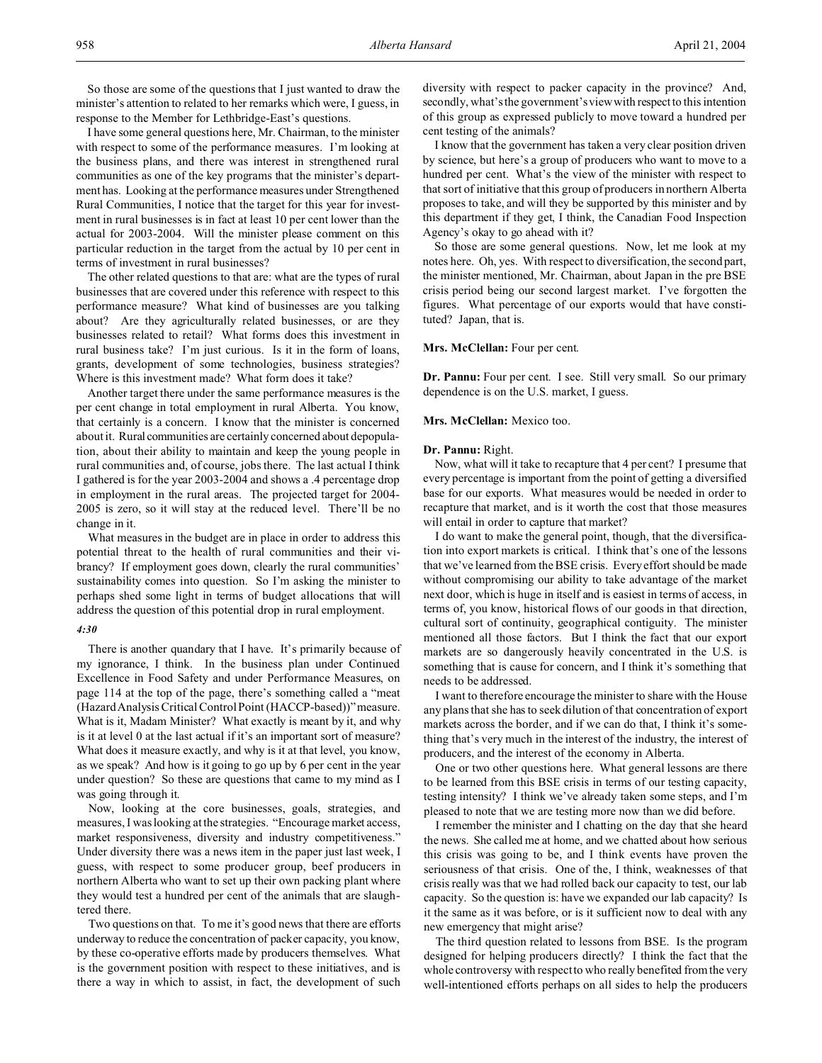So those are some of the questions that I just wanted to draw the minister's attention to related to her remarks which were, I guess, in response to the Member for Lethbridge-East's questions.

I have some general questions here, Mr. Chairman, to the minister with respect to some of the performance measures. I'm looking at the business plans, and there was interest in strengthened rural communities as one of the key programs that the minister's department has. Looking at the performance measures under Strengthened Rural Communities, I notice that the target for this year for investment in rural businesses is in fact at least 10 per cent lower than the actual for 2003-2004. Will the minister please comment on this particular reduction in the target from the actual by 10 per cent in terms of investment in rural businesses?

The other related questions to that are: what are the types of rural businesses that are covered under this reference with respect to this performance measure? What kind of businesses are you talking about? Are they agriculturally related businesses, or are they businesses related to retail? What forms does this investment in rural business take? I'm just curious. Is it in the form of loans, grants, development of some technologies, business strategies? Where is this investment made? What form does it take?

Another target there under the same performance measures is the per cent change in total employment in rural Alberta. You know, that certainly is a concern. I know that the minister is concerned about it. Rural communities are certainly concerned about depopulation, about their ability to maintain and keep the young people in rural communities and, of course, jobs there. The last actual I think I gathered is for the year 2003-2004 and shows a .4 percentage drop in employment in the rural areas. The projected target for 2004-2005 is zero, so it will stay at the reduced level. There'll be no change in it.

What measures in the budget are in place in order to address this potential threat to the health of rural communities and their vibrancy? If employment goes down, clearly the rural communities' sustainability comes into question. So I'm asking the minister to perhaps shed some light in terms of budget allocations that will address the question of this potential drop in rural employment.

*4:30*

There is another quandary that I have. It's primarily because of my ignorance, I think. In the business plan under Continued Excellence in Food Safety and under Performance Measures, on page 114 at the top of the page, there's something called a "meat (Hazard Analysis Critical Control Point (HACCP-based))" measure. What is it, Madam Minister? What exactly is meant by it, and why is it at level 0 at the last actual if it's an important sort of measure? What does it measure exactly, and why is it at that level, you know, as we speak? And how is it going to go up by 6 per cent in the year under question? So these are questions that came to my mind as I was going through it.

Now, looking at the core businesses, goals, strategies, and measures, I was looking at the strategies. "Encourage market access, market responsiveness, diversity and industry competitiveness." Under diversity there was a news item in the paper just last week, I guess, with respect to some producer group, beef producers in northern Alberta who want to set up their own packing plant where they would test a hundred per cent of the animals that are slaughtered there.

Two questions on that. To me it's good news that there are efforts underway to reduce the concentration of packer capacity, you know, by these co-operative efforts made by producers themselves. What is the government position with respect to these initiatives, and is there a way in which to assist, in fact, the development of such diversity with respect to packer capacity in the province? And, secondly, what's the government's view with respect to this intention of this group as expressed publicly to move toward a hundred per cent testing of the animals?

I know that the government has taken a very clear position driven by science, but here's a group of producers who want to move to a hundred per cent. What's the view of the minister with respect to that sort of initiative that this group of producers in northern Alberta proposes to take, and will they be supported by this minister and by this department if they get, I think, the Canadian Food Inspection Agency's okay to go ahead with it?

So those are some general questions. Now, let me look at my notes here. Oh, yes. With respect to diversification, the second part, the minister mentioned, Mr. Chairman, about Japan in the pre BSE crisis period being our second largest market. I've forgotten the figures. What percentage of our exports would that have constituted? Japan, that is.

**Mrs. McClellan:** Four per cent.

**Dr. Pannu:** Four per cent. I see. Still very small. So our primary dependence is on the U.S. market, I guess.

**Mrs. McClellan:** Mexico too.

**Dr. Pannu:** Right.

Now, what will it take to recapture that 4 per cent? I presume that every percentage is important from the point of getting a diversified base for our exports. What measures would be needed in order to recapture that market, and is it worth the cost that those measures will entail in order to capture that market?

I do want to make the general point, though, that the diversification into export markets is critical. I think that's one of the lessons that we've learned from the BSE crisis. Every effort should be made without compromising our ability to take advantage of the market next door, which is huge in itself and is easiest in terms of access, in terms of, you know, historical flows of our goods in that direction, cultural sort of continuity, geographical contiguity. The minister mentioned all those factors. But I think the fact that our export markets are so dangerously heavily concentrated in the U.S. is something that is cause for concern, and I think it's something that needs to be addressed.

I want to therefore encourage the minister to share with the House any plans that she has to seek dilution of that concentration of export markets across the border, and if we can do that, I think it's something that's very much in the interest of the industry, the interest of producers, and the interest of the economy in Alberta.

One or two other questions here. What general lessons are there to be learned from this BSE crisis in terms of our testing capacity, testing intensity? I think we've already taken some steps, and I'm pleased to note that we are testing more now than we did before.

I remember the minister and I chatting on the day that she heard the news. She called me at home, and we chatted about how serious this crisis was going to be, and I think events have proven the seriousness of that crisis. One of the, I think, weaknesses of that crisis really was that we had rolled back our capacity to test, our lab capacity. So the question is: have we expanded our lab capacity? Is it the same as it was before, or is it sufficient now to deal with any new emergency that might arise?

The third question related to lessons from BSE. Is the program designed for helping producers directly? I think the fact that the whole controversy with respect to who really benefited from the very well-intentioned efforts perhaps on all sides to help the producers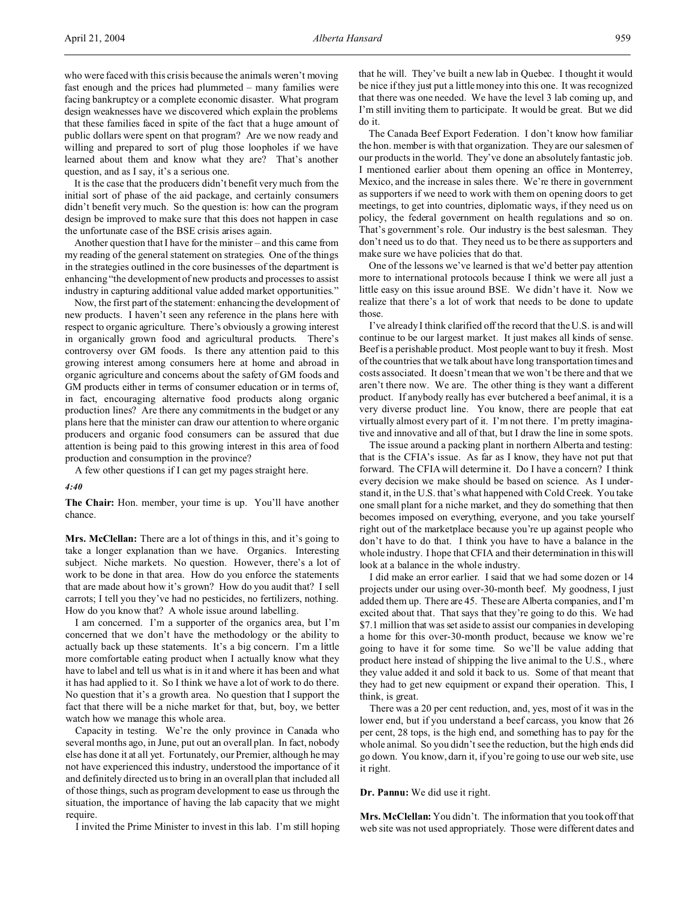who were faced with this crisis because the animals weren't moving fast enough and the prices had plummeted – many families were facing bankruptcy or a complete economic disaster. What program design weaknesses have we discovered which explain the problems that these families faced in spite of the fact that a huge amount of public dollars were spent on that program? Are we now ready and willing and prepared to sort of plug those loopholes if we have learned about them and know what they are? That's another question, and as I say, it's a serious one.

It is the case that the producers didn't benefit very much from the initial sort of phase of the aid package, and certainly consumers didn't benefit very much. So the question is: how can the program design be improved to make sure that this does not happen in case the unfortunate case of the BSE crisis arises again.

Another question that I have for the minister – and this came from my reading of the general statement on strategies. One of the things in the strategies outlined in the core businesses of the department is enhancing "the development of new products and processes to assist industry in capturing additional value added market opportunities."

Now, the first part of the statement: enhancing the development of new products. I haven't seen any reference in the plans here with respect to organic agriculture. There's obviously a growing interest in organically grown food and agricultural products. There's controversy over GM foods. Is there any attention paid to this growing interest among consumers here at home and abroad in organic agriculture and concerns about the safety of GM foods and GM products either in terms of consumer education or in terms of, in fact, encouraging alternative food products along organic production lines? Are there any commitments in the budget or any plans here that the minister can draw our attention to where organic producers and organic food consumers can be assured that due attention is being paid to this growing interest in this area of food production and consumption in the province?

A few other questions if I can get my pages straight here.

*4:40*

**The Chair:** Hon. member, your time is up. You'll have another chance.

**Mrs. McClellan:** There are a lot of things in this, and it's going to take a longer explanation than we have. Organics. Interesting subject. Niche markets. No question. However, there's a lot of work to be done in that area. How do you enforce the statements that are made about how it's grown? How do you audit that? I sell carrots; I tell you they've had no pesticides, no fertilizers, nothing. How do you know that? A whole issue around labelling.

I am concerned. I'm a supporter of the organics area, but I'm concerned that we don't have the methodology or the ability to actually back up these statements. It's a big concern. I'm a little more comfortable eating product when I actually know what they have to label and tell us what is in it and where it has been and what it has had applied to it. So I think we have a lot of work to do there. No question that it's a growth area. No question that I support the fact that there will be a niche market for that, but, boy, we better watch how we manage this whole area.

Capacity in testing. We're the only province in Canada who several months ago, in June, put out an overall plan. In fact, nobody else has done it at all yet. Fortunately, our Premier, although he may not have experienced this industry, understood the importance of it and definitely directed us to bring in an overall plan that included all of those things, such as program development to ease us through the situation, the importance of having the lab capacity that we might require.

I invited the Prime Minister to invest in this lab. I'm still hoping that he will. They've built a new lab in Quebec. I thought it would be nice if they just put a little money into this one. It was recognized that there was one needed. We have the level 3 lab coming up, and I'm still inviting them to participate. It would be great. But we did do it.

The Canada Beef Export Federation. I don't know how familiar the hon. member is with that organization. They are our salesmen of our products in the world. They've done an absolutely fantastic job. I mentioned earlier about them opening an office in Monterrey, Mexico, and the increase in sales there. We're there in government as supporters if we need to work with them on opening doors to get meetings, to get into countries, diplomatic ways, if they need us on policy, the federal government on health regulations and so on. That's government's role. Our industry is the best salesman. They don't need us to do that. They need us to be there as supporters and make sure we have policies that do that.

One of the lessons we've learned is that we'd better pay attention more to international protocols because I think we were all just a little easy on this issue around BSE. We didn't have it. Now we realize that there's a lot of work that needs to be done to update those.

I've already I think clarified off the record that the U.S. is and will continue to be our largest market. It just makes all kinds of sense. Beef is a perishable product. Most people want to buy it fresh. Most of the countries that we talk about have long transportation times and costs associated. It doesn't mean that we won't be there and that we aren't there now. We are. The other thing is they want a different product. If anybody really has ever butchered a beef animal, it is a very diverse product line. You know, there are people that eat virtually almost every part of it. I'm not there. I'm pretty imaginative and innovative and all of that, but I draw the line in some spots.

The issue around a packing plant in northern Alberta and testing: that is the CFIA's issue. As far as I know, they have not put that forward. The CFIA will determine it. Do I have a concern? I think every decision we make should be based on science. As I understand it, in the U.S. that's what happened with Cold Creek. You take one small plant for a niche market, and they do something that then becomes imposed on everything, everyone, and you take yourself right out of the marketplace because you're up against people who don't have to do that. I think you have to have a balance in the whole industry. I hope that CFIA and their determination in this will look at a balance in the whole industry.

I did make an error earlier. I said that we had some dozen or 14 projects under our using over-30-month beef. My goodness, I just added them up. There are 45. These are Alberta companies, and I'm excited about that. That says that they're going to do this. We had $7.1 million that was set aside to assist our companies in developing a home for this over-30-month product, because we know we're going to have it for some time. So we'll be value adding that product here instead of shipping the live animal to the U.S., where they value added it and sold it back to us. Some of that meant that they had to get new equipment or expand their operation. This, I think, is great.

There was a 20 per cent reduction, and, yes, most of it was in the lower end, but if you understand a beef carcass, you know that 26 per cent, 28 tops, is the high end, and something has to pay for the whole animal. So you didn't see the reduction, but the high ends did go down. You know, darn it, if you're going to use our web site, use it right.

**Dr. Pannu:** We did use it right.

**Mrs. McClellan:** You didn't. The information that you took off that web site was not used appropriately. Those were different dates and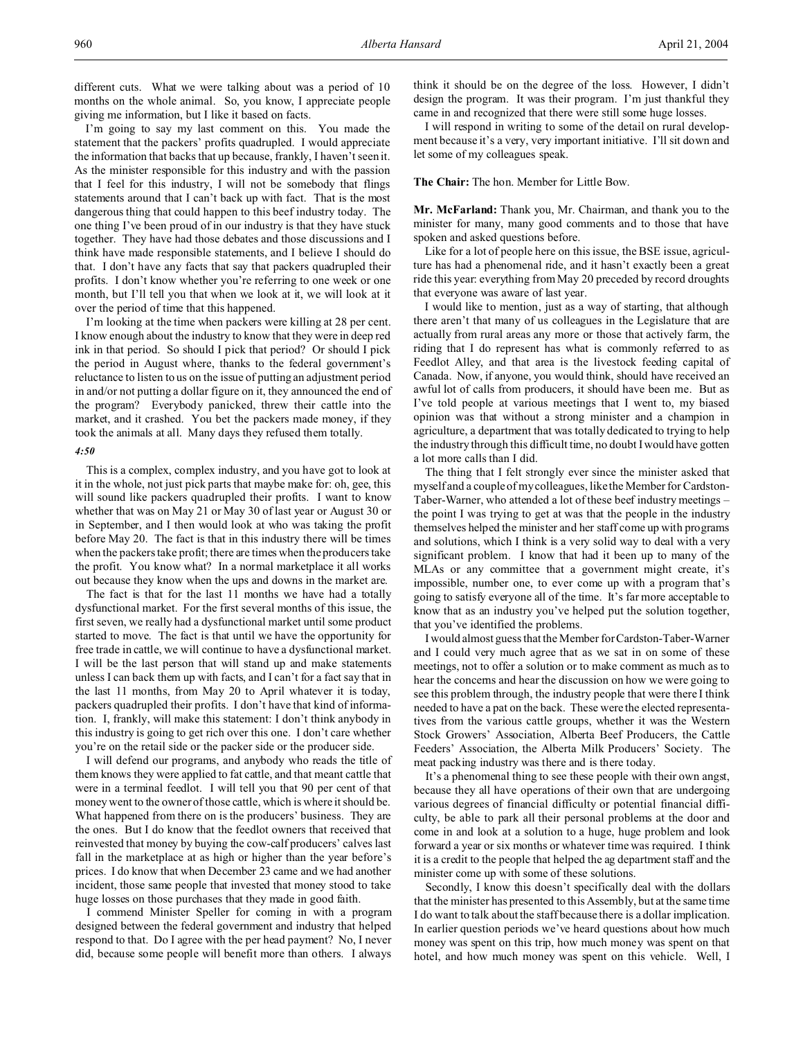different cuts. What we were talking about was a period of 10 months on the whole animal. So, you know, I appreciate people giving me information, but I like it based on facts.

I'm going to say my last comment on this. You made the statement that the packers' profits quadrupled. I would appreciate the information that backs that up because, frankly, I haven't seen it. As the minister responsible for this industry and with the passion that I feel for this industry, I will not be somebody that flings statements around that I can't back up with fact. That is the most dangerous thing that could happen to this beef industry today. The one thing I've been proud of in our industry is that they have stuck together. They have had those debates and those discussions and I think have made responsible statements, and I believe I should do that. I don't have any facts that say that packers quadrupled their profits. I don't know whether you're referring to one week or one month, but I'll tell you that when we look at it, we will look at it over the period of time that this happened.

I'm looking at the time when packers were killing at 28 per cent. I know enough about the industry to know that they were in deep red ink in that period. So should I pick that period? Or should I pick the period in August where, thanks to the federal government's reluctance to listen to us on the issue of putting an adjustment period in and/or not putting a dollar figure on it, they announced the end of the program? Everybody panicked, threw their cattle into the market, and it crashed. You bet the packers made money, if they took the animals at all. Many days they refused them totally.

*4:50*

This is a complex, complex industry, and you have got to look at it in the whole, not just pick parts that maybe make for: oh, gee, this will sound like packers quadrupled their profits. I want to know whether that was on May 21 or May 30 of last year or August 30 or in September, and I then would look at who was taking the profit before May 20. The fact is that in this industry there will be times when the packers take profit; there are times when the producers take the profit. You know what? In a normal marketplace it all works out because they know when the ups and downs in the market are.

The fact is that for the last 11 months we have had a totally dysfunctional market. For the first several months of this issue, the first seven, we really had a dysfunctional market until some product started to move. The fact is that until we have the opportunity for free trade in cattle, we will continue to have a dysfunctional market. I will be the last person that will stand up and make statements unless I can back them up with facts, and I can't for a fact say that in the last 11 months, from May 20 to April whatever it is today, packers quadrupled their profits. I don't have that kind of information. I, frankly, will make this statement: I don't think anybody in this industry is going to get rich over this one. I don't care whether you're on the retail side or the packer side or the producer side.

I will defend our programs, and anybody who reads the title of them knows they were applied to fat cattle, and that meant cattle that were in a terminal feedlot. I will tell you that 90 per cent of that money went to the owner of those cattle, which is where it should be. What happened from there on is the producers' business. They are the ones. But I do know that the feedlot owners that received that reinvested that money by buying the cow-calf producers' calves last fall in the marketplace at as high or higher than the year before's prices. I do know that when December 23 came and we had another incident, those same people that invested that money stood to take huge losses on those purchases that they made in good faith.

I commend Minister Speller for coming in with a program designed between the federal government and industry that helped respond to that. Do I agree with the per head payment? No, I never did, because some people will benefit more than others. I always think it should be on the degree of the loss. However, I didn't design the program. It was their program. I'm just thankful they came in and recognized that there were still some huge losses.

I will respond in writing to some of the detail on rural development because it's a very, very important initiative. I'll sit down and let some of my colleagues speak.

**The Chair:** The hon. Member for Little Bow.

**Mr. McFarland:** Thank you, Mr. Chairman, and thank you to the minister for many, many good comments and to those that have spoken and asked questions before.

Like for a lot of people here on this issue, the BSE issue, agriculture has had a phenomenal ride, and it hasn't exactly been a great ride this year: everything from May 20 preceded by record droughts that everyone was aware of last year.

I would like to mention, just as a way of starting, that although there aren't that many of us colleagues in the Legislature that are actually from rural areas any more or those that actively farm, the riding that I do represent has what is commonly referred to as Feedlot Alley, and that area is the livestock feeding capital of Canada. Now, if anyone, you would think, should have received an awful lot of calls from producers, it should have been me. But as I've told people at various meetings that I went to, my biased opinion was that without a strong minister and a champion in agriculture, a department that was totally dedicated to trying to help the industry through this difficult time, no doubt I would have gotten a lot more calls than I did.

The thing that I felt strongly ever since the minister asked that myself and a couple of my colleagues, like the Member for Cardston-Taber-Warner, who attended a lot of these beef industry meetings – the point I was trying to get at was that the people in the industry themselves helped the minister and her staff come up with programs and solutions, which I think is a very solid way to deal with a very significant problem. I know that had it been up to many of the MLAs or any committee that a government might create, it's impossible, number one, to ever come up with a program that's going to satisfy everyone all of the time. It's far more acceptable to know that as an industry you've helped put the solution together, that you've identified the problems.

I would almost guess that the Member for Cardston-Taber-Warner and I could very much agree that as we sat in on some of these meetings, not to offer a solution or to make comment as much as to hear the concerns and hear the discussion on how we were going to see this problem through, the industry people that were there I think needed to have a pat on the back. These were the elected representatives from the various cattle groups, whether it was the Western Stock Growers' Association, Alberta Beef Producers, the Cattle Feeders' Association, the Alberta Milk Producers' Society. The meat packing industry was there and is there today.

It's a phenomenal thing to see these people with their own angst, because they all have operations of their own that are undergoing various degrees of financial difficulty or potential financial difficulty, be able to park all their personal problems at the door and come in and look at a solution to a huge, huge problem and look forward a year or six months or whatever time was required. I think it is a credit to the people that helped the ag department staff and the minister come up with some of these solutions.

Secondly, I know this doesn't specifically deal with the dollars that the minister has presented to this Assembly, but at the same time I do want to talk about the staff because there is a dollar implication. In earlier question periods we've heard questions about how much money was spent on this trip, how much money was spent on that hotel, and how much money was spent on this vehicle. Well, I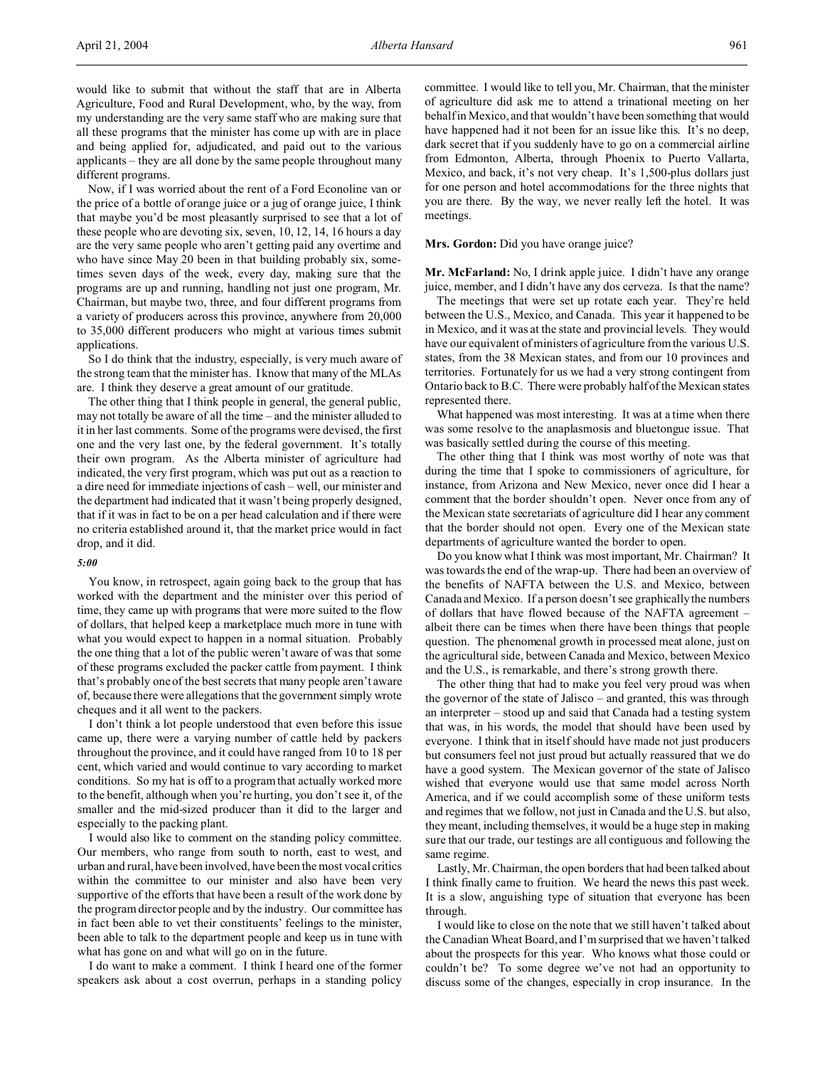would like to submit that without the staff that are in Alberta Agriculture, Food and Rural Development, who, by the way, from my understanding are the very same staff who are making sure that all these programs that the minister has come up with are in place and being applied for, adjudicated, and paid out to the various applicants – they are all done by the same people throughout many different programs.

Now, if I was worried about the rent of a Ford Econoline van or the price of a bottle of orange juice or a jug of orange juice, I think that maybe you'd be most pleasantly surprised to see that a lot of these people who are devoting six, seven, 10, 12, 14, 16 hours a day are the very same people who aren't getting paid any overtime and who have since May 20 been in that building probably six, sometimes seven days of the week, every day, making sure that the programs are up and running, handling not just one program, Mr. Chairman, but maybe two, three, and four different programs from a variety of producers across this province, anywhere from 20,000 to 35,000 different producers who might at various times submit applications.

So I do think that the industry, especially, is very much aware of the strong team that the minister has. I know that many of the MLAs are. I think they deserve a great amount of our gratitude.

The other thing that I think people in general, the general public, may not totally be aware of all the time – and the minister alluded to it in her last comments. Some of the programs were devised, the first one and the very last one, by the federal government. It's totally their own program. As the Alberta minister of agriculture had indicated, the very first program, which was put out as a reaction to a dire need for immediate injections of cash – well, our minister and the department had indicated that it wasn't being properly designed, that if it was in fact to be on a per head calculation and if there were no criteria established around it, that the market price would in fact drop, and it did.

*5:00*

You know, in retrospect, again going back to the group that has worked with the department and the minister over this period of time, they came up with programs that were more suited to the flow of dollars, that helped keep a marketplace much more in tune with what you would expect to happen in a normal situation. Probably the one thing that a lot of the public weren't aware of was that some of these programs excluded the packer cattle from payment. I think that's probably one of the best secrets that many people aren't aware of, because there were allegations that the government simply wrote cheques and it all went to the packers.

I don't think a lot people understood that even before this issue came up, there were a varying number of cattle held by packers throughout the province, and it could have ranged from 10 to 18 per cent, which varied and would continue to vary according to market conditions. So my hat is off to a program that actually worked more to the benefit, although when you're hurting, you don't see it, of the smaller and the mid-sized producer than it did to the larger and especially to the packing plant.

I would also like to comment on the standing policy committee. Our members, who range from south to north, east to west, and urban and rural, have been involved, have been the most vocal critics within the committee to our minister and also have been very supportive of the efforts that have been a result of the work done by the program director people and by the industry. Our committee has in fact been able to vet their constituents' feelings to the minister, been able to talk to the department people and keep us in tune with what has gone on and what will go on in the future.

I do want to make a comment. I think I heard one of the former speakers ask about a cost overrun, perhaps in a standing policy committee. I would like to tell you, Mr. Chairman, that the minister of agriculture did ask me to attend a trinational meeting on her behalf in Mexico, and that wouldn't have been something that would have happened had it not been for an issue like this. It's no deep, dark secret that if you suddenly have to go on a commercial airline from Edmonton, Alberta, through Phoenix to Puerto Vallarta, Mexico, and back, it's not very cheap. It's 1,500-plus dollars just for one person and hotel accommodations for the three nights that you are there. By the way, we never really left the hotel. It was meetings.

**Mrs. Gordon:** Did you have orange juice?

**Mr. McFarland:** No, I drink apple juice. I didn't have any orange juice, member, and I didn't have any dos cerveza. Is that the name?

The meetings that were set up rotate each year. They're held between the U.S., Mexico, and Canada. This year it happened to be in Mexico, and it was at the state and provincial levels. They would have our equivalent of ministers of agriculture from the various U.S. states, from the 38 Mexican states, and from our 10 provinces and territories. Fortunately for us we had a very strong contingent from Ontario back to B.C. There were probably half of the Mexican states represented there.

What happened was most interesting. It was at a time when there was some resolve to the anaplasmosis and bluetongue issue. That was basically settled during the course of this meeting.

The other thing that I think was most worthy of note was that during the time that I spoke to commissioners of agriculture, for instance, from Arizona and New Mexico, never once did I hear a comment that the border shouldn't open. Never once from any of the Mexican state secretariats of agriculture did I hear any comment that the border should not open. Every one of the Mexican state departments of agriculture wanted the border to open.

Do you know what I think was most important, Mr. Chairman? It was towards the end of the wrap-up. There had been an overview of the benefits of NAFTA between the U.S. and Mexico, between Canada and Mexico. If a person doesn't see graphically the numbers of dollars that have flowed because of the NAFTA agreement – albeit there can be times when there have been things that people question. The phenomenal growth in processed meat alone, just on the agricultural side, between Canada and Mexico, between Mexico and the U.S., is remarkable, and there's strong growth there.

The other thing that had to make you feel very proud was when the governor of the state of Jalisco – and granted, this was through an interpreter – stood up and said that Canada had a testing system that was, in his words, the model that should have been used by everyone. I think that in itself should have made not just producers but consumers feel not just proud but actually reassured that we do have a good system. The Mexican governor of the state of Jalisco wished that everyone would use that same model across North America, and if we could accomplish some of these uniform tests and regimes that we follow, not just in Canada and the U.S. but also, they meant, including themselves, it would be a huge step in making sure that our trade, our testings are all contiguous and following the same regime.

Lastly, Mr. Chairman, the open borders that had been talked about I think finally came to fruition. We heard the news this past week. It is a slow, anguishing type of situation that everyone has been through.

I would like to close on the note that we still haven't talked about the Canadian Wheat Board, and I'm surprised that we haven't talked about the prospects for this year. Who knows what those could or couldn't be? To some degree we've not had an opportunity to discuss some of the changes, especially in crop insurance. In the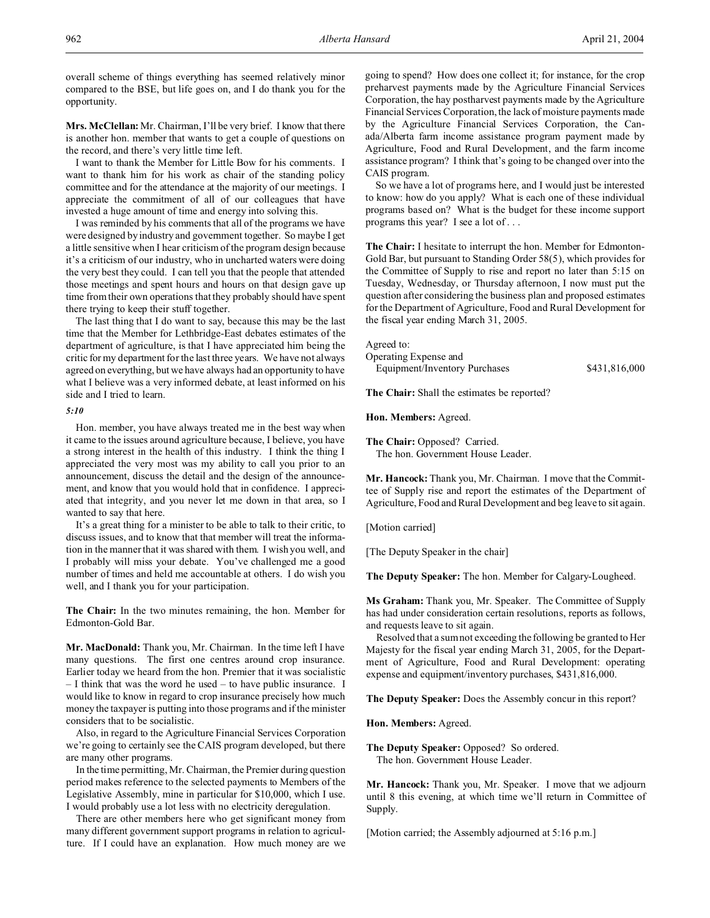overall scheme of things everything has seemed relatively minor compared to the BSE, but life goes on, and I do thank you for the opportunity.

**Mrs. McClellan:** Mr. Chairman, I'll be very brief. I know that there is another hon. member that wants to get a couple of questions on the record, and there's very little time left.

I want to thank the Member for Little Bow for his comments. I want to thank him for his work as chair of the standing policy committee and for the attendance at the majority of our meetings. I appreciate the commitment of all of our colleagues that have invested a huge amount of time and energy into solving this.

I was reminded by his comments that all of the programs we have were designed by industry and government together. So maybe I get a little sensitive when I hear criticism of the program design because it's a criticism of our industry, who in uncharted waters were doing the very best they could. I can tell you that the people that attended those meetings and spent hours and hours on that design gave up time from their own operations that they probably should have spent there trying to keep their stuff together.

The last thing that I do want to say, because this may be the last time that the Member for Lethbridge-East debates estimates of the department of agriculture, is that I have appreciated him being the critic for my department for the last three years. We have not always agreed on everything, but we have always had an opportunity to have what I believe was a very informed debate, at least informed on his side and I tried to learn.

*5:10*

Hon. member, you have always treated me in the best way when it came to the issues around agriculture because, I believe, you have a strong interest in the health of this industry. I think the thing I appreciated the very most was my ability to call you prior to an announcement, discuss the detail and the design of the announcement, and know that you would hold that in confidence. I appreciated that integrity, and you never let me down in that area, so I wanted to say that here.

It's a great thing for a minister to be able to talk to their critic, to discuss issues, and to know that that member will treat the information in the manner that it was shared with them. I wish you well, and I probably will miss your debate. You've challenged me a good number of times and held me accountable at others. I do wish you well, and I thank you for your participation.

**The Chair:** In the two minutes remaining, the hon. Member for Edmonton-Gold Bar.

**Mr. MacDonald:** Thank you, Mr. Chairman. In the time left I have many questions. The first one centres around crop insurance. Earlier today we heard from the hon. Premier that it was socialistic – I think that was the word he used – to have public insurance. I would like to know in regard to crop insurance precisely how much money the taxpayer is putting into those programs and if the minister considers that to be socialistic.

Also, in regard to the Agriculture Financial Services Corporation we're going to certainly see the CAIS program developed, but there are many other programs.

In the time permitting, Mr. Chairman, the Premier during question period makes reference to the selected payments to Members of the Legislative Assembly, mine in particular for $10,000, which I use. I would probably use a lot less with no electricity deregulation.

There are other members here who get significant money from many different government support programs in relation to agriculture. If I could have an explanation. How much money are we going to spend? How does one collect it; for instance, for the crop preharvest payments made by the Agriculture Financial Services Corporation, the hay postharvest payments made by the Agriculture Financial Services Corporation, the lack of moisture payments made by the Agriculture Financial Services Corporation, the Canada/Alberta farm income assistance program payment made by Agriculture, Food and Rural Development, and the farm income assistance program? I think that's going to be changed over into the CAIS program.

So we have a lot of programs here, and I would just be interested to know: how do you apply? What is each one of these individual programs based on? What is the budget for these income support programs this year? I see a lot of . . .

**The Chair:** I hesitate to interrupt the hon. Member for Edmonton-Gold Bar, but pursuant to Standing Order 58(5), which provides for the Committee of Supply to rise and report no later than 5:15 on Tuesday, Wednesday, or Thursday afternoon, I now must put the question after considering the business plan and proposed estimates for the Department of Agriculture, Food and Rural Development for the fiscal year ending March 31, 2005.

Agreed to:

| | |
|---|---|
| Operating Expense and Equipment/Inventory Purchases | $431,816,000 |

**The Chair:** Shall the estimates be reported?

**Hon. Members:** Agreed.

**The Chair:** Opposed? Carried.
The hon. Government House Leader.

**Mr. Hancock:** Thank you, Mr. Chairman. I move that the Committee of Supply rise and report the estimates of the Department of Agriculture, Food and Rural Development and beg leave to sit again.

[Motion carried]

[The Deputy Speaker in the chair]

**The Deputy Speaker:** The hon. Member for Calgary-Lougheed.

**Ms Graham:** Thank you, Mr. Speaker. The Committee of Supply has had under consideration certain resolutions, reports as follows, and requests leave to sit again.

Resolved that a sum not exceeding the following be granted to Her Majesty for the fiscal year ending March 31, 2005, for the Department of Agriculture, Food and Rural Development: operating expense and equipment/inventory purchases, $431,816,000.

**The Deputy Speaker:** Does the Assembly concur in this report?

**Hon. Members:** Agreed.

**The Deputy Speaker:** Opposed? So ordered.
The hon. Government House Leader.

**Mr. Hancock:** Thank you, Mr. Speaker. I move that we adjourn until 8 this evening, at which time we'll return in Committee of Supply.

[Motion carried; the Assembly adjourned at 5:16 p.m.]